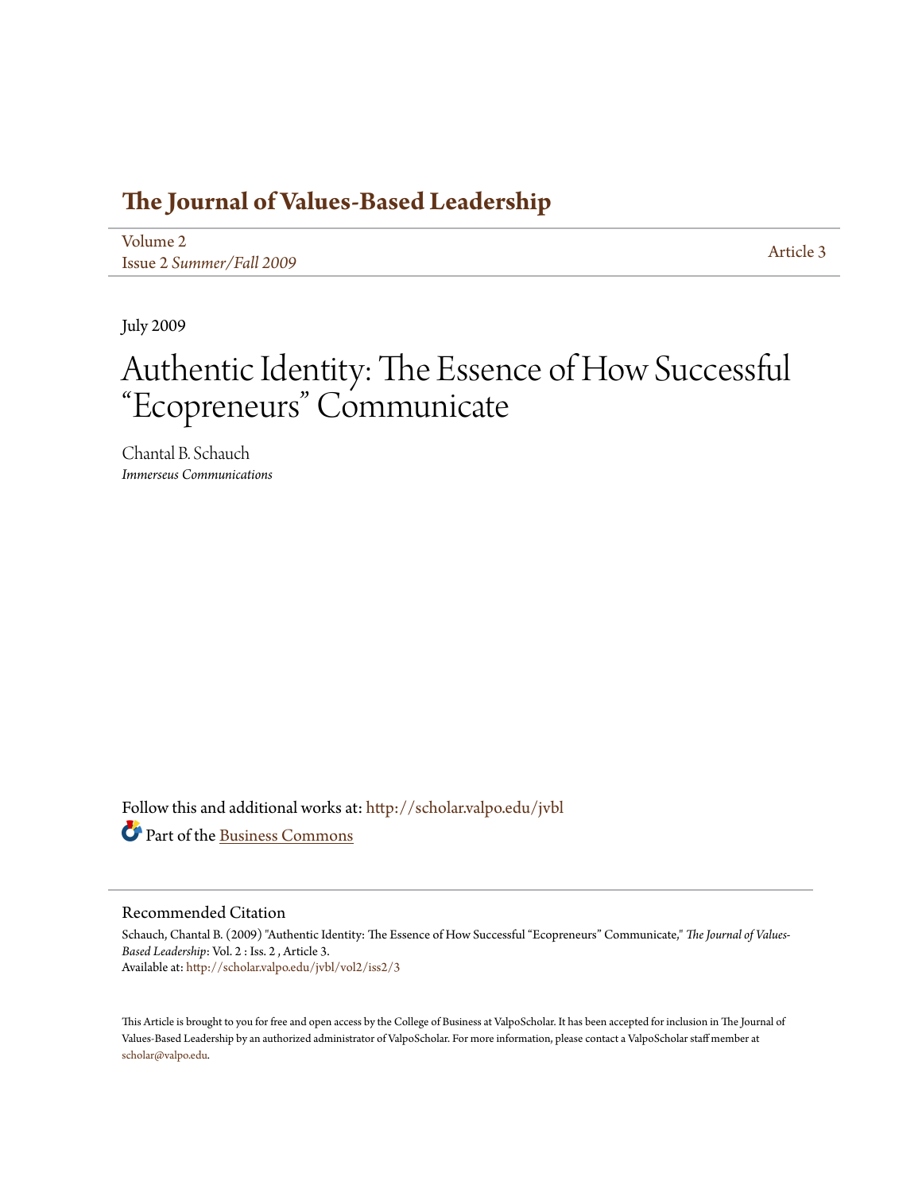# The Journal of Values-Based Leadership

Volume 2
Issue 2 *Summer/Fall 2009*

Article 3

July 2009

# Authentic Identity: The Essence of How Successful "Ecopreneurs" Communicate

Chantal B. Schauch
*Immerseus Communications*

Follow this and additional works at: http://scholar.valpo.edu/jvbl

Part of the Business Commons

## Recommended Citation

Schauch, Chantal B. (2009) "Authentic Identity: The Essence of How Successful "Ecopreneurs" Communicate," *The Journal of Values-Based Leadership*: Vol. 2 : Iss. 2 , Article 3.
Available at: http://scholar.valpo.edu/jvbl/vol2/iss2/3

This Article is brought to you for free and open access by the College of Business at ValpoScholar. It has been accepted for inclusion in The Journal of Values-Based Leadership by an authorized administrator of ValpoScholar. For more information, please contact a ValpoScholar staff member at scholar@valpo.edu.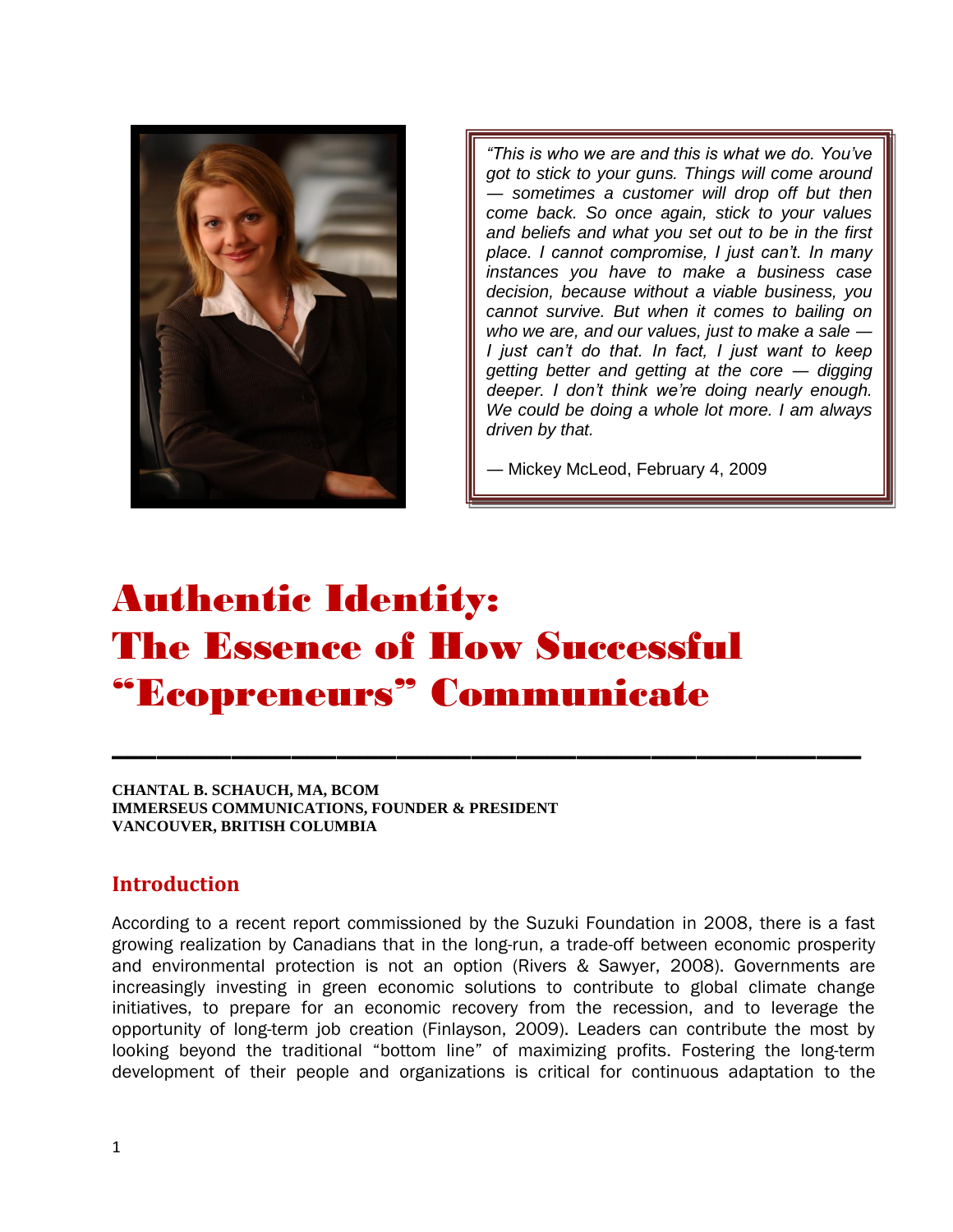> *"This is who we are and this is what we do. You've got to stick to your guns. Things will come around — sometimes a customer will drop off but then come back. So once again, stick to your values and beliefs and what you set out to be in the first place. I cannot compromise, I just can't. In many instances you have to make a business case decision, because without a viable business, you cannot survive. But when it comes to bailing on who we are, and our values, just to make a sale — I just can't do that. In fact, I just want to keep getting better and getting at the core — digging deeper. I don't think we're doing nearly enough. We could be doing a whole lot more. I am always driven by that.*
>
> — Mickey McLeod, February 4, 2009

# Authentic Identity: The Essence of How Successful "Ecopreneurs" Communicate

**CHANTAL B. SCHAUCH, MA, BCOM**
**IMMERSEUS COMMUNICATIONS, FOUNDER & PRESIDENT**
**VANCOUVER, BRITISH COLUMBIA**

## Introduction

According to a recent report commissioned by the Suzuki Foundation in 2008, there is a fast growing realization by Canadians that in the long-run, a trade-off between economic prosperity and environmental protection is not an option (Rivers & Sawyer, 2008). Governments are increasingly investing in green economic solutions to contribute to global climate change initiatives, to prepare for an economic recovery from the recession, and to leverage the opportunity of long-term job creation (Finlayson, 2009). Leaders can contribute the most by looking beyond the traditional "bottom line" of maximizing profits. Fostering the long-term development of their people and organizations is critical for continuous adaptation to the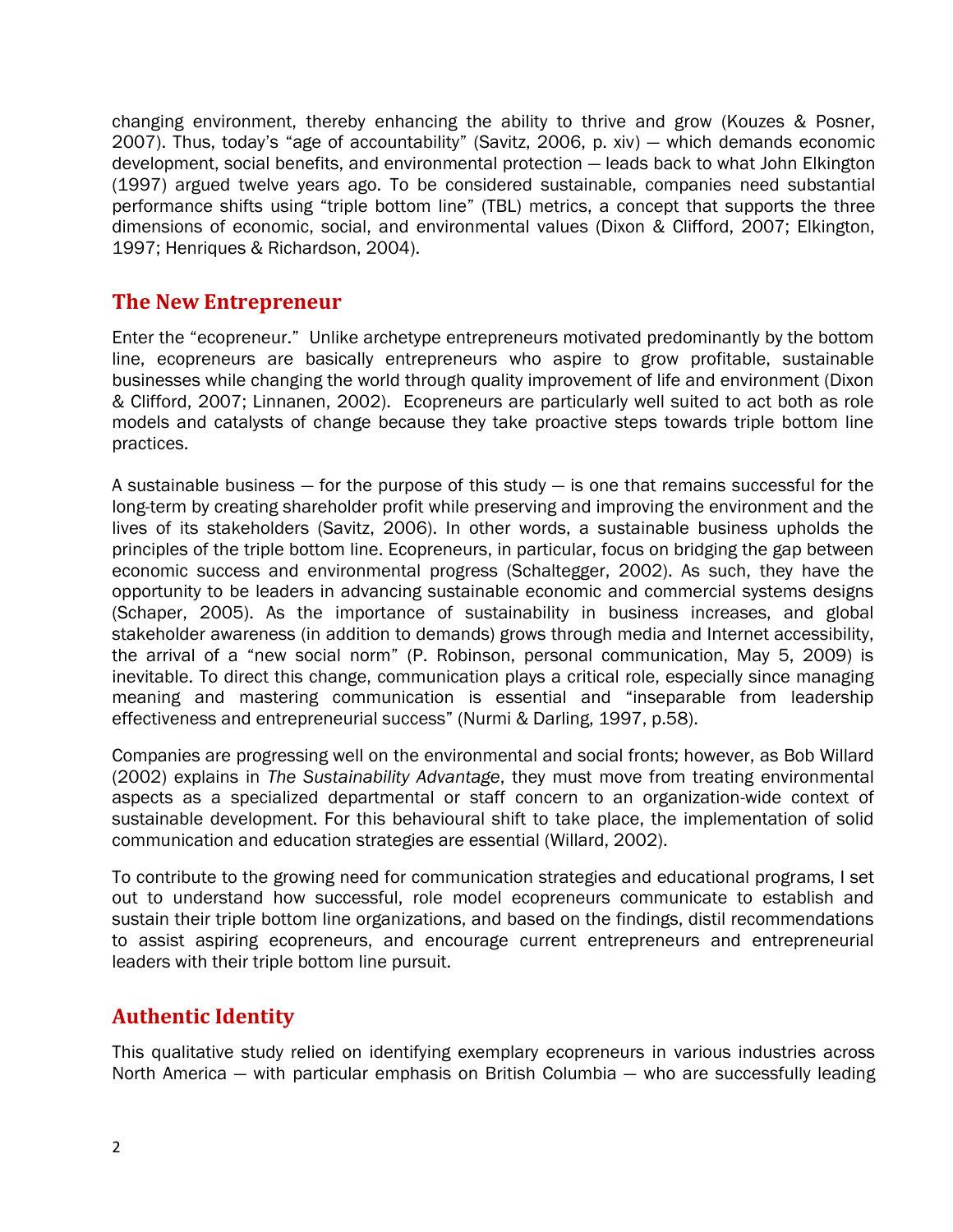changing environment, thereby enhancing the ability to thrive and grow (Kouzes & Posner, 2007). Thus, today's "age of accountability" (Savitz, 2006, p. xiv) — which demands economic development, social benefits, and environmental protection — leads back to what John Elkington (1997) argued twelve years ago. To be considered sustainable, companies need substantial performance shifts using "triple bottom line" (TBL) metrics, a concept that supports the three dimensions of economic, social, and environmental values (Dixon & Clifford, 2007; Elkington, 1997; Henriques & Richardson, 2004).

## The New Entrepreneur

Enter the "ecopreneur." Unlike archetype entrepreneurs motivated predominantly by the bottom line, ecopreneurs are basically entrepreneurs who aspire to grow profitable, sustainable businesses while changing the world through quality improvement of life and environment (Dixon & Clifford, 2007; Linnanen, 2002). Ecopreneurs are particularly well suited to act both as role models and catalysts of change because they take proactive steps towards triple bottom line practices.

A sustainable business — for the purpose of this study — is one that remains successful for the long-term by creating shareholder profit while preserving and improving the environment and the lives of its stakeholders (Savitz, 2006). In other words, a sustainable business upholds the principles of the triple bottom line. Ecopreneurs, in particular, focus on bridging the gap between economic success and environmental progress (Schaltegger, 2002). As such, they have the opportunity to be leaders in advancing sustainable economic and commercial systems designs (Schaper, 2005). As the importance of sustainability in business increases, and global stakeholder awareness (in addition to demands) grows through media and Internet accessibility, the arrival of a "new social norm" (P. Robinson, personal communication, May 5, 2009) is inevitable. To direct this change, communication plays a critical role, especially since managing meaning and mastering communication is essential and "inseparable from leadership effectiveness and entrepreneurial success" (Nurmi & Darling, 1997, p.58).

Companies are progressing well on the environmental and social fronts; however, as Bob Willard (2002) explains in *The Sustainability Advantage*, they must move from treating environmental aspects as a specialized departmental or staff concern to an organization-wide context of sustainable development. For this behavioural shift to take place, the implementation of solid communication and education strategies are essential (Willard, 2002).

To contribute to the growing need for communication strategies and educational programs, I set out to understand how successful, role model ecopreneurs communicate to establish and sustain their triple bottom line organizations, and based on the findings, distil recommendations to assist aspiring ecopreneurs, and encourage current entrepreneurs and entrepreneurial leaders with their triple bottom line pursuit.

## Authentic Identity

This qualitative study relied on identifying exemplary ecopreneurs in various industries across North America — with particular emphasis on British Columbia — who are successfully leading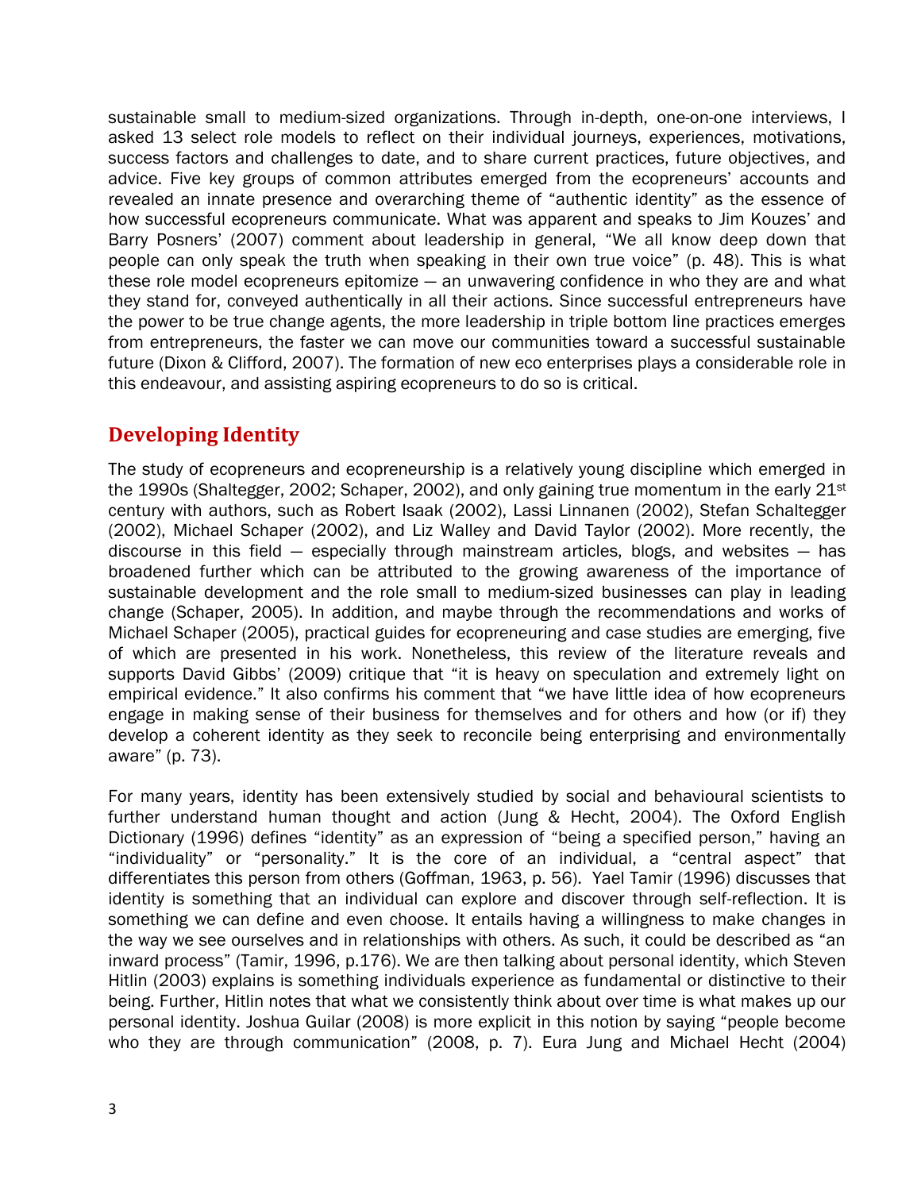sustainable small to medium-sized organizations. Through in-depth, one-on-one interviews, I asked 13 select role models to reflect on their individual journeys, experiences, motivations, success factors and challenges to date, and to share current practices, future objectives, and advice. Five key groups of common attributes emerged from the ecopreneurs' accounts and revealed an innate presence and overarching theme of "authentic identity" as the essence of how successful ecopreneurs communicate. What was apparent and speaks to Jim Kouzes' and Barry Posners' (2007) comment about leadership in general, "We all know deep down that people can only speak the truth when speaking in their own true voice" (p. 48). This is what these role model ecopreneurs epitomize — an unwavering confidence in who they are and what they stand for, conveyed authentically in all their actions. Since successful entrepreneurs have the power to be true change agents, the more leadership in triple bottom line practices emerges from entrepreneurs, the faster we can move our communities toward a successful sustainable future (Dixon & Clifford, 2007). The formation of new eco enterprises plays a considerable role in this endeavour, and assisting aspiring ecopreneurs to do so is critical.

## Developing Identity

The study of ecopreneurs and ecopreneurship is a relatively young discipline which emerged in the 1990s (Shaltegger, 2002; Schaper, 2002), and only gaining true momentum in the early 21st century with authors, such as Robert Isaak (2002), Lassi Linnanen (2002), Stefan Schaltegger (2002), Michael Schaper (2002), and Liz Walley and David Taylor (2002). More recently, the discourse in this field — especially through mainstream articles, blogs, and websites — has broadened further which can be attributed to the growing awareness of the importance of sustainable development and the role small to medium-sized businesses can play in leading change (Schaper, 2005). In addition, and maybe through the recommendations and works of Michael Schaper (2005), practical guides for ecopreneuring and case studies are emerging, five of which are presented in his work. Nonetheless, this review of the literature reveals and supports David Gibbs' (2009) critique that "it is heavy on speculation and extremely light on empirical evidence." It also confirms his comment that "we have little idea of how ecopreneurs engage in making sense of their business for themselves and for others and how (or if) they develop a coherent identity as they seek to reconcile being enterprising and environmentally aware" (p. 73).

For many years, identity has been extensively studied by social and behavioural scientists to further understand human thought and action (Jung & Hecht, 2004). The Oxford English Dictionary (1996) defines "identity" as an expression of "being a specified person," having an "individuality" or "personality." It is the core of an individual, a "central aspect" that differentiates this person from others (Goffman, 1963, p. 56). Yael Tamir (1996) discusses that identity is something that an individual can explore and discover through self-reflection. It is something we can define and even choose. It entails having a willingness to make changes in the way we see ourselves and in relationships with others. As such, it could be described as "an inward process" (Tamir, 1996, p.176). We are then talking about personal identity, which Steven Hitlin (2003) explains is something individuals experience as fundamental or distinctive to their being. Further, Hitlin notes that what we consistently think about over time is what makes up our personal identity. Joshua Guilar (2008) is more explicit in this notion by saying "people become who they are through communication" (2008, p. 7). Eura Jung and Michael Hecht (2004)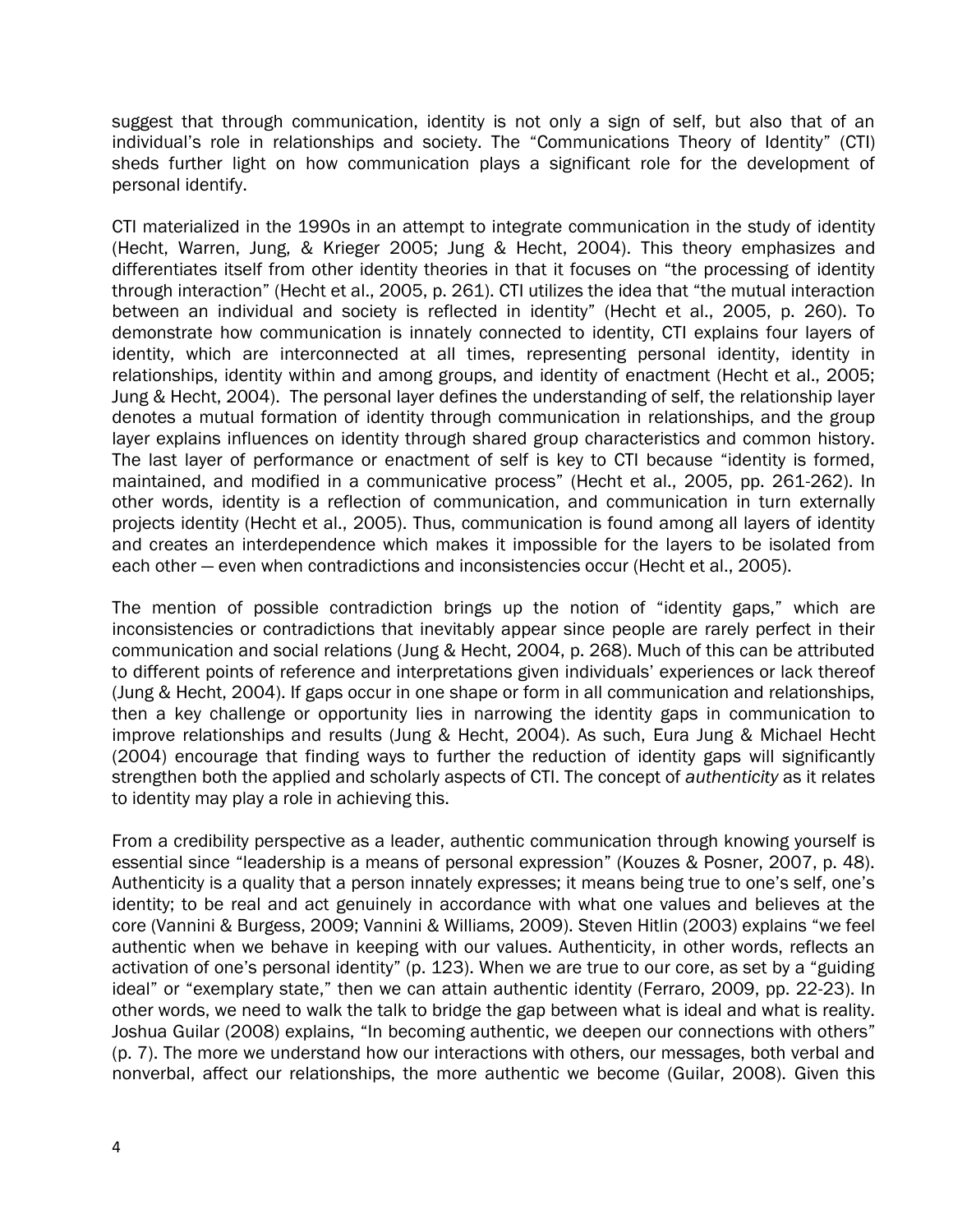suggest that through communication, identity is not only a sign of self, but also that of an individual's role in relationships and society. The "Communications Theory of Identity" (CTI) sheds further light on how communication plays a significant role for the development of personal identify.

CTI materialized in the 1990s in an attempt to integrate communication in the study of identity (Hecht, Warren, Jung, & Krieger 2005; Jung & Hecht, 2004). This theory emphasizes and differentiates itself from other identity theories in that it focuses on "the processing of identity through interaction" (Hecht et al., 2005, p. 261). CTI utilizes the idea that "the mutual interaction between an individual and society is reflected in identity" (Hecht et al., 2005, p. 260). To demonstrate how communication is innately connected to identity, CTI explains four layers of identity, which are interconnected at all times, representing personal identity, identity in relationships, identity within and among groups, and identity of enactment (Hecht et al., 2005; Jung & Hecht, 2004). The personal layer defines the understanding of self, the relationship layer denotes a mutual formation of identity through communication in relationships, and the group layer explains influences on identity through shared group characteristics and common history. The last layer of performance or enactment of self is key to CTI because "identity is formed, maintained, and modified in a communicative process" (Hecht et al., 2005, pp. 261-262). In other words, identity is a reflection of communication, and communication in turn externally projects identity (Hecht et al., 2005). Thus, communication is found among all layers of identity and creates an interdependence which makes it impossible for the layers to be isolated from each other — even when contradictions and inconsistencies occur (Hecht et al., 2005).

The mention of possible contradiction brings up the notion of "identity gaps," which are inconsistencies or contradictions that inevitably appear since people are rarely perfect in their communication and social relations (Jung & Hecht, 2004, p. 268). Much of this can be attributed to different points of reference and interpretations given individuals' experiences or lack thereof (Jung & Hecht, 2004). If gaps occur in one shape or form in all communication and relationships, then a key challenge or opportunity lies in narrowing the identity gaps in communication to improve relationships and results (Jung & Hecht, 2004). As such, Eura Jung & Michael Hecht (2004) encourage that finding ways to further the reduction of identity gaps will significantly strengthen both the applied and scholarly aspects of CTI. The concept of *authenticity* as it relates to identity may play a role in achieving this.

From a credibility perspective as a leader, authentic communication through knowing yourself is essential since "leadership is a means of personal expression" (Kouzes & Posner, 2007, p. 48). Authenticity is a quality that a person innately expresses; it means being true to one's self, one's identity; to be real and act genuinely in accordance with what one values and believes at the core (Vannini & Burgess, 2009; Vannini & Williams, 2009). Steven Hitlin (2003) explains "we feel authentic when we behave in keeping with our values. Authenticity, in other words, reflects an activation of one's personal identity" (p. 123). When we are true to our core, as set by a "guiding ideal" or "exemplary state," then we can attain authentic identity (Ferraro, 2009, pp. 22-23). In other words, we need to walk the talk to bridge the gap between what is ideal and what is reality. Joshua Guilar (2008) explains, "In becoming authentic, we deepen our connections with others" (p. 7). The more we understand how our interactions with others, our messages, both verbal and nonverbal, affect our relationships, the more authentic we become (Guilar, 2008). Given this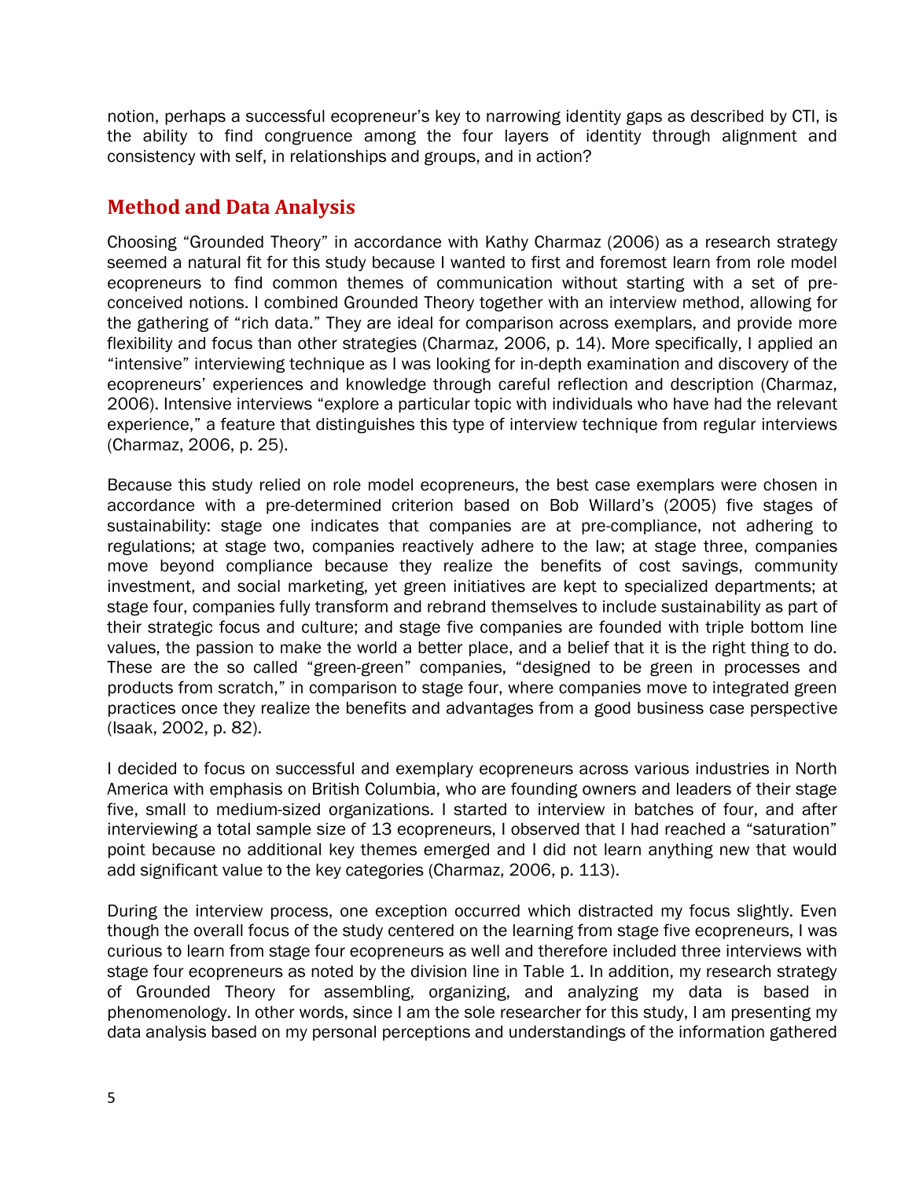notion, perhaps a successful ecopreneur's key to narrowing identity gaps as described by CTI, is the ability to find congruence among the four layers of identity through alignment and consistency with self, in relationships and groups, and in action?

## Method and Data Analysis

Choosing "Grounded Theory" in accordance with Kathy Charmaz (2006) as a research strategy seemed a natural fit for this study because I wanted to first and foremost learn from role model ecopreneurs to find common themes of communication without starting with a set of pre-conceived notions. I combined Grounded Theory together with an interview method, allowing for the gathering of "rich data." They are ideal for comparison across exemplars, and provide more flexibility and focus than other strategies (Charmaz, 2006, p. 14). More specifically, I applied an "intensive" interviewing technique as I was looking for in-depth examination and discovery of the ecopreneurs' experiences and knowledge through careful reflection and description (Charmaz, 2006). Intensive interviews "explore a particular topic with individuals who have had the relevant experience," a feature that distinguishes this type of interview technique from regular interviews (Charmaz, 2006, p. 25).

Because this study relied on role model ecopreneurs, the best case exemplars were chosen in accordance with a pre-determined criterion based on Bob Willard's (2005) five stages of sustainability: stage one indicates that companies are at pre-compliance, not adhering to regulations; at stage two, companies reactively adhere to the law; at stage three, companies move beyond compliance because they realize the benefits of cost savings, community investment, and social marketing, yet green initiatives are kept to specialized departments; at stage four, companies fully transform and rebrand themselves to include sustainability as part of their strategic focus and culture; and stage five companies are founded with triple bottom line values, the passion to make the world a better place, and a belief that it is the right thing to do. These are the so called "green-green" companies, "designed to be green in processes and products from scratch," in comparison to stage four, where companies move to integrated green practices once they realize the benefits and advantages from a good business case perspective (Isaak, 2002, p. 82).

I decided to focus on successful and exemplary ecopreneurs across various industries in North America with emphasis on British Columbia, who are founding owners and leaders of their stage five, small to medium-sized organizations. I started to interview in batches of four, and after interviewing a total sample size of 13 ecopreneurs, I observed that I had reached a "saturation" point because no additional key themes emerged and I did not learn anything new that would add significant value to the key categories (Charmaz, 2006, p. 113).

During the interview process, one exception occurred which distracted my focus slightly. Even though the overall focus of the study centered on the learning from stage five ecopreneurs, I was curious to learn from stage four ecopreneurs as well and therefore included three interviews with stage four ecopreneurs as noted by the division line in Table 1. In addition, my research strategy of Grounded Theory for assembling, organizing, and analyzing my data is based in phenomenology. In other words, since I am the sole researcher for this study, I am presenting my data analysis based on my personal perceptions and understandings of the information gathered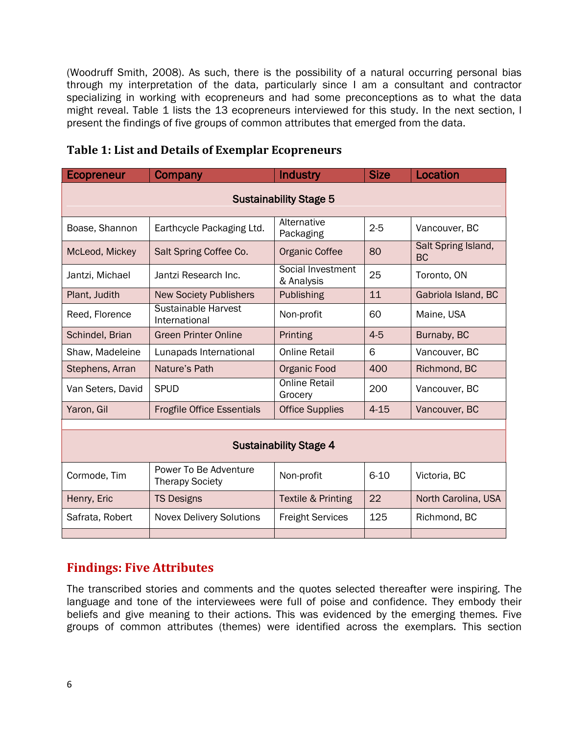(Woodruff Smith, 2008). As such, there is the possibility of a natural occurring personal bias through my interpretation of the data, particularly since I am a consultant and contractor specializing in working with ecopreneurs and had some preconceptions as to what the data might reveal. Table 1 lists the 13 ecopreneurs interviewed for this study. In the next section, I present the findings of five groups of common attributes that emerged from the data.

**Table 1: List and Details of Exemplar Ecopreneurs**

| Ecopreneur | Company | Industry | Size | Location |
|---|---|---|---|---|
| **Sustainability Stage 5** | | | | |
| Boase, Shannon | Earthcycle Packaging Ltd. | Alternative Packaging | 2-5 | Vancouver, BC |
| McLeod, Mickey | Salt Spring Coffee Co. | Organic Coffee | 80 | Salt Spring Island, BC |
| Jantzi, Michael | Jantzi Research Inc. | Social Investment & Analysis | 25 | Toronto, ON |
| Plant, Judith | New Society Publishers | Publishing | 11 | Gabriola Island, BC |
| Reed, Florence | Sustainable Harvest International | Non-profit | 60 | Maine, USA |
| Schindel, Brian | Green Printer Online | Printing | 4-5 | Burnaby, BC |
| Shaw, Madeleine | Lunapads International | Online Retail | 6 | Vancouver, BC |
| Stephens, Arran | Nature's Path | Organic Food | 400 | Richmond, BC |
| Van Seters, David | SPUD | Online Retail Grocery | 200 | Vancouver, BC |
| Yaron, Gil | Frogfile Office Essentials | Office Supplies | 4-15 | Vancouver, BC |
| **Sustainability Stage 4** | | | | |
| Cormode, Tim | Power To Be Adventure Therapy Society | Non-profit | 6-10 | Victoria, BC |
| Henry, Eric | TS Designs | Textile & Printing | 22 | North Carolina, USA |
| Safrata, Robert | Novex Delivery Solutions | Freight Services | 125 | Richmond, BC |

## Findings: Five Attributes

The transcribed stories and comments and the quotes selected thereafter were inspiring. The language and tone of the interviewees were full of poise and confidence. They embody their beliefs and give meaning to their actions. This was evidenced by the emerging themes. Five groups of common attributes (themes) were identified across the exemplars. This section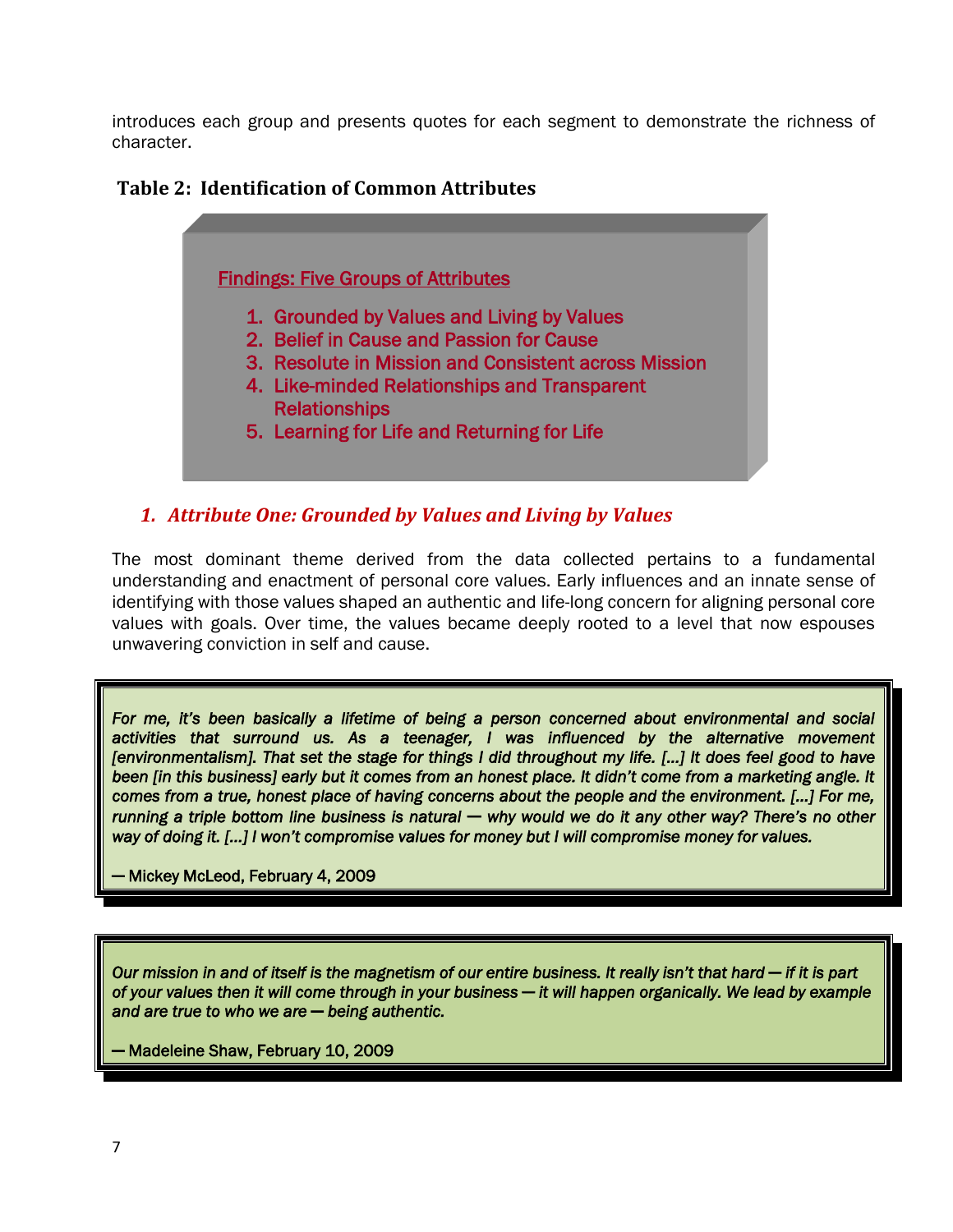introduces each group and presents quotes for each segment to demonstrate the richness of character.

**Table 2: Identification of Common Attributes**

Findings: Five Groups of Attributes

1. Grounded by Values and Living by Values
2. Belief in Cause and Passion for Cause
3. Resolute in Mission and Consistent across Mission
4. Like-minded Relationships and Transparent Relationships
5. Learning for Life and Returning for Life

### *1. Attribute One: Grounded by Values and Living by Values*

The most dominant theme derived from the data collected pertains to a fundamental understanding and enactment of personal core values. Early influences and an innate sense of identifying with those values shaped an authentic and life-long concern for aligning personal core values with goals. Over time, the values became deeply rooted to a level that now espouses unwavering conviction in self and cause.

> *For me, it's been basically a lifetime of being a person concerned about environmental and social activities that surround us. As a teenager, I was influenced by the alternative movement [environmentalism]. That set the stage for things I did throughout my life. [...] It does feel good to have been [in this business] early but it comes from an honest place. It didn't come from a marketing angle. It comes from a true, honest place of having concerns about the people and the environment. [...] For me, running a triple bottom line business is natural — why would we do it any other way? There's no other way of doing it. [...] I won't compromise values for money but I will compromise money for values.*
>
> — Mickey McLeod, February 4, 2009

> *Our mission in and of itself is the magnetism of our entire business. It really isn't that hard — if it is part of your values then it will come through in your business — it will happen organically. We lead by example and are true to who we are — being authentic.*
>
> — Madeleine Shaw, February 10, 2009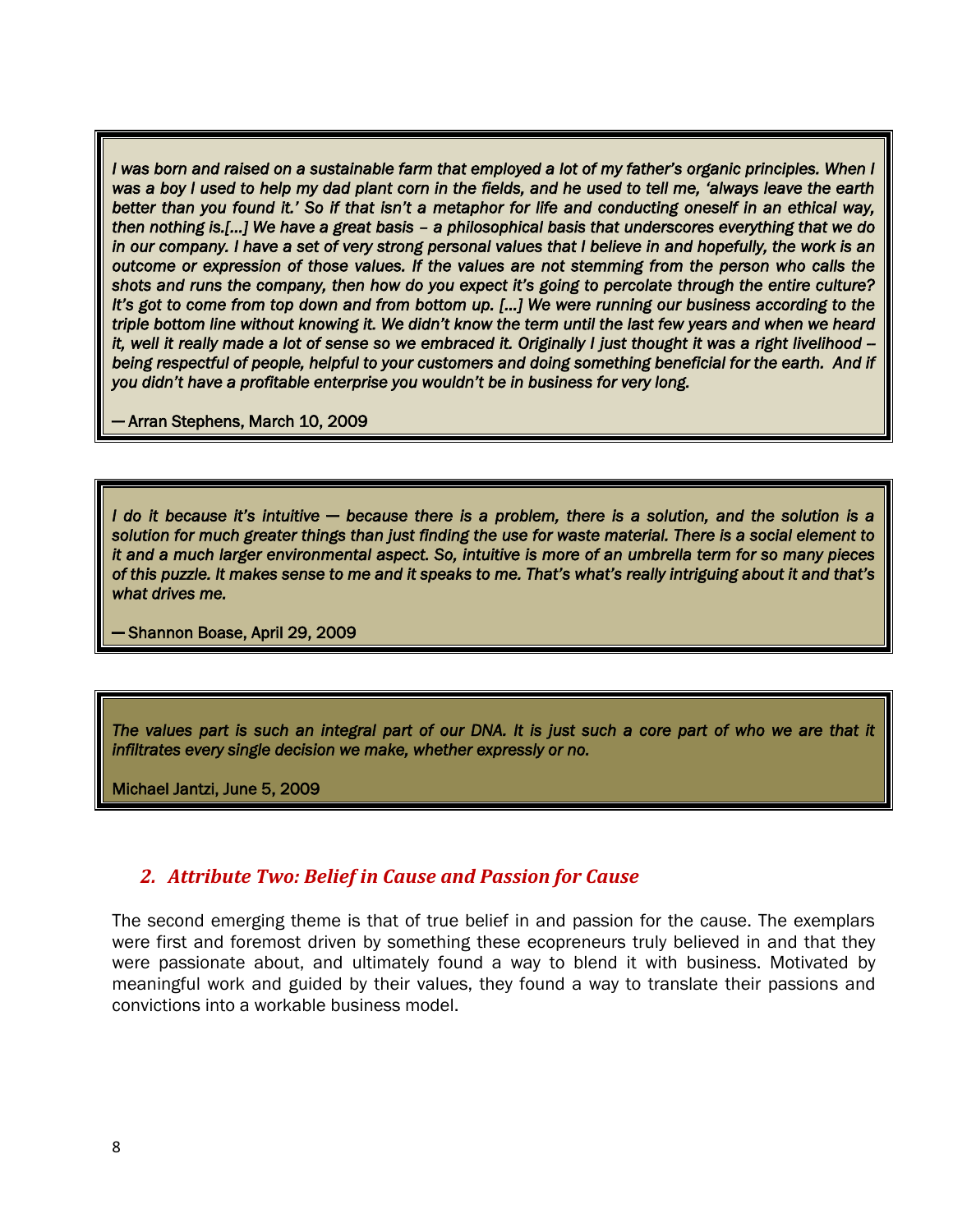> *I was born and raised on a sustainable farm that employed a lot of my father's organic principles. When I was a boy I used to help my dad plant corn in the fields, and he used to tell me, 'always leave the earth better than you found it.' So if that isn't a metaphor for life and conducting oneself in an ethical way, then nothing is.[…] We have a great basis – a philosophical basis that underscores everything that we do in our company. I have a set of very strong personal values that I believe in and hopefully, the work is an outcome or expression of those values. If the values are not stemming from the person who calls the shots and runs the company, then how do you expect it's going to percolate through the entire culture? It's got to come from top down and from bottom up. […] We were running our business according to the triple bottom line without knowing it. We didn't know the term until the last few years and when we heard it, well it really made a lot of sense so we embraced it. Originally I just thought it was a right livelihood – being respectful of people, helpful to your customers and doing something beneficial for the earth. And if you didn't have a profitable enterprise you wouldn't be in business for very long.*
>
> — Arran Stephens, March 10, 2009

> *I do it because it's intuitive — because there is a problem, there is a solution, and the solution is a solution for much greater things than just finding the use for waste material. There is a social element to it and a much larger environmental aspect. So, intuitive is more of an umbrella term for so many pieces of this puzzle. It makes sense to me and it speaks to me. That's what's really intriguing about it and that's what drives me.*
>
> — Shannon Boase, April 29, 2009

> *The values part is such an integral part of our DNA. It is just such a core part of who we are that it infiltrates every single decision we make, whether expressly or no.*
>
> Michael Jantzi, June 5, 2009

## 2. Attribute Two: Belief in Cause and Passion for Cause

The second emerging theme is that of true belief in and passion for the cause. The exemplars were first and foremost driven by something these ecopreneurs truly believed in and that they were passionate about, and ultimately found a way to blend it with business. Motivated by meaningful work and guided by their values, they found a way to translate their passions and convictions into a workable business model.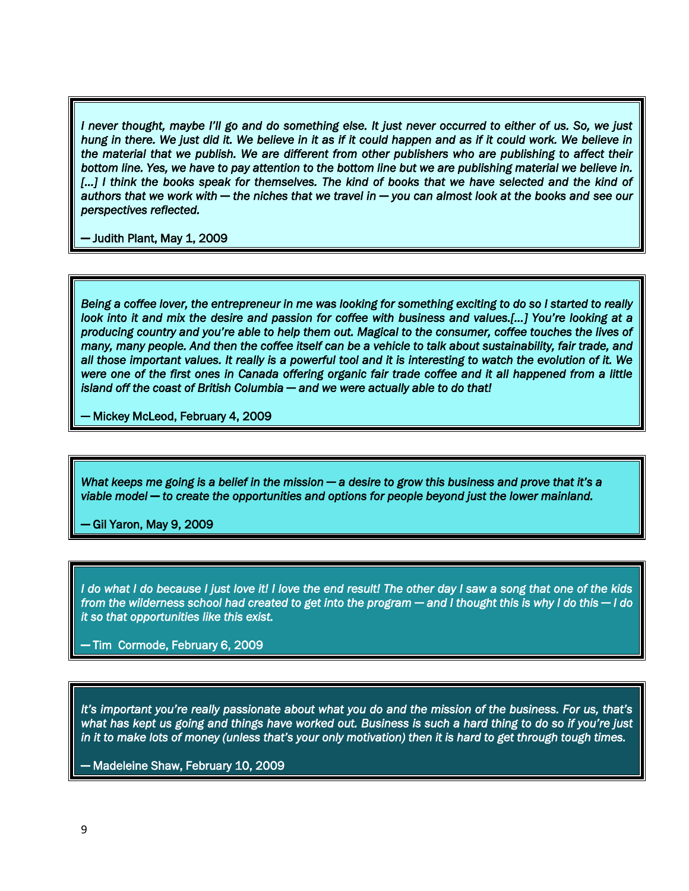*I never thought, maybe I'll go and do something else. It just never occurred to either of us. So, we just hung in there. We just did it. We believe in it as if it could happen and as if it could work. We believe in the material that we publish. We are different from other publishers who are publishing to affect their bottom line. Yes, we have to pay attention to the bottom line but we are publishing material we believe in. […] I think the books speak for themselves. The kind of books that we have selected and the kind of authors that we work with — the niches that we travel in — you can almost look at the books and see our perspectives reflected.*

— Judith Plant, May 1, 2009

*Being a coffee lover, the entrepreneur in me was looking for something exciting to do so I started to really look into it and mix the desire and passion for coffee with business and values.[…] You're looking at a producing country and you're able to help them out. Magical to the consumer, coffee touches the lives of many, many people. And then the coffee itself can be a vehicle to talk about sustainability, fair trade, and all those important values. It really is a powerful tool and it is interesting to watch the evolution of it. We were one of the first ones in Canada offering organic fair trade coffee and it all happened from a little island off the coast of British Columbia — and we were actually able to do that!*

— Mickey McLeod, February 4, 2009

*What keeps me going is a belief in the mission — a desire to grow this business and prove that it's a viable model — to create the opportunities and options for people beyond just the lower mainland.*

— Gil Yaron, May 9, 2009

*I do what I do because I just love it! I love the end result! The other day I saw a song that one of the kids from the wilderness school had created to get into the program — and I thought this is why I do this — I do it so that opportunities like this exist.*

— Tim Cormode, February 6, 2009

*It's important you're really passionate about what you do and the mission of the business. For us, that's what has kept us going and things have worked out. Business is such a hard thing to do so if you're just in it to make lots of money (unless that's your only motivation) then it is hard to get through tough times.*

— Madeleine Shaw, February 10, 2009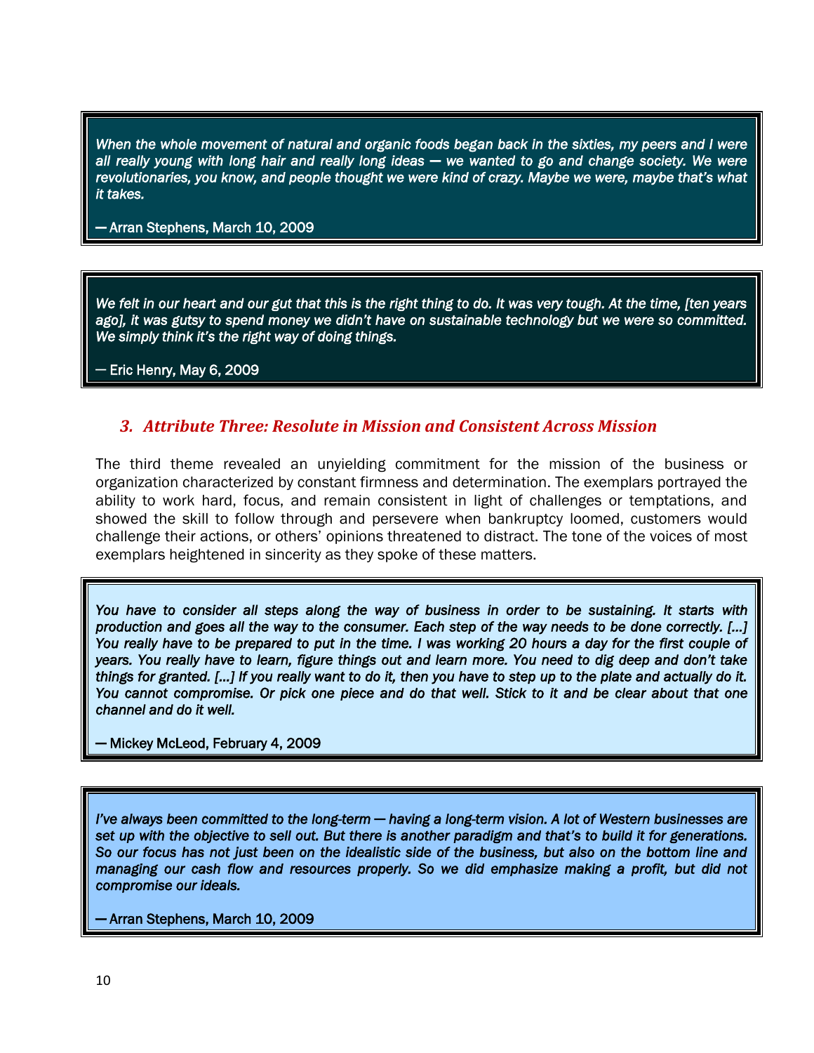> *When the whole movement of natural and organic foods began back in the sixties, my peers and I were all really young with long hair and really long ideas — we wanted to go and change society. We were revolutionaries, you know, and people thought we were kind of crazy. Maybe we were, maybe that's what it takes.*
>
> — Arran Stephens, March 10, 2009

> *We felt in our heart and our gut that this is the right thing to do. It was very tough. At the time, [ten years ago], it was gutsy to spend money we didn't have on sustainable technology but we were so committed. We simply think it's the right way of doing things.*
>
> — Eric Henry, May 6, 2009

### 3. *Attribute Three: Resolute in Mission and Consistent Across Mission*

The third theme revealed an unyielding commitment for the mission of the business or organization characterized by constant firmness and determination. The exemplars portrayed the ability to work hard, focus, and remain consistent in light of challenges or temptations, and showed the skill to follow through and persevere when bankruptcy loomed, customers would challenge their actions, or others' opinions threatened to distract. The tone of the voices of most exemplars heightened in sincerity as they spoke of these matters.

> *You have to consider all steps along the way of business in order to be sustaining. It starts with production and goes all the way to the consumer. Each step of the way needs to be done correctly. [...] You really have to be prepared to put in the time. I was working 20 hours a day for the first couple of years. You really have to learn, figure things out and learn more. You need to dig deep and don't take things for granted. [...] If you really want to do it, then you have to step up to the plate and actually do it. You cannot compromise. Or pick one piece and do that well. Stick to it and be clear about that one channel and do it well.*
>
> — Mickey McLeod, February 4, 2009

> *I've always been committed to the long-term — having a long-term vision. A lot of Western businesses are set up with the objective to sell out. But there is another paradigm and that's to build it for generations. So our focus has not just been on the idealistic side of the business, but also on the bottom line and managing our cash flow and resources properly. So we did emphasize making a profit, but did not compromise our ideals.*
>
> — Arran Stephens, March 10, 2009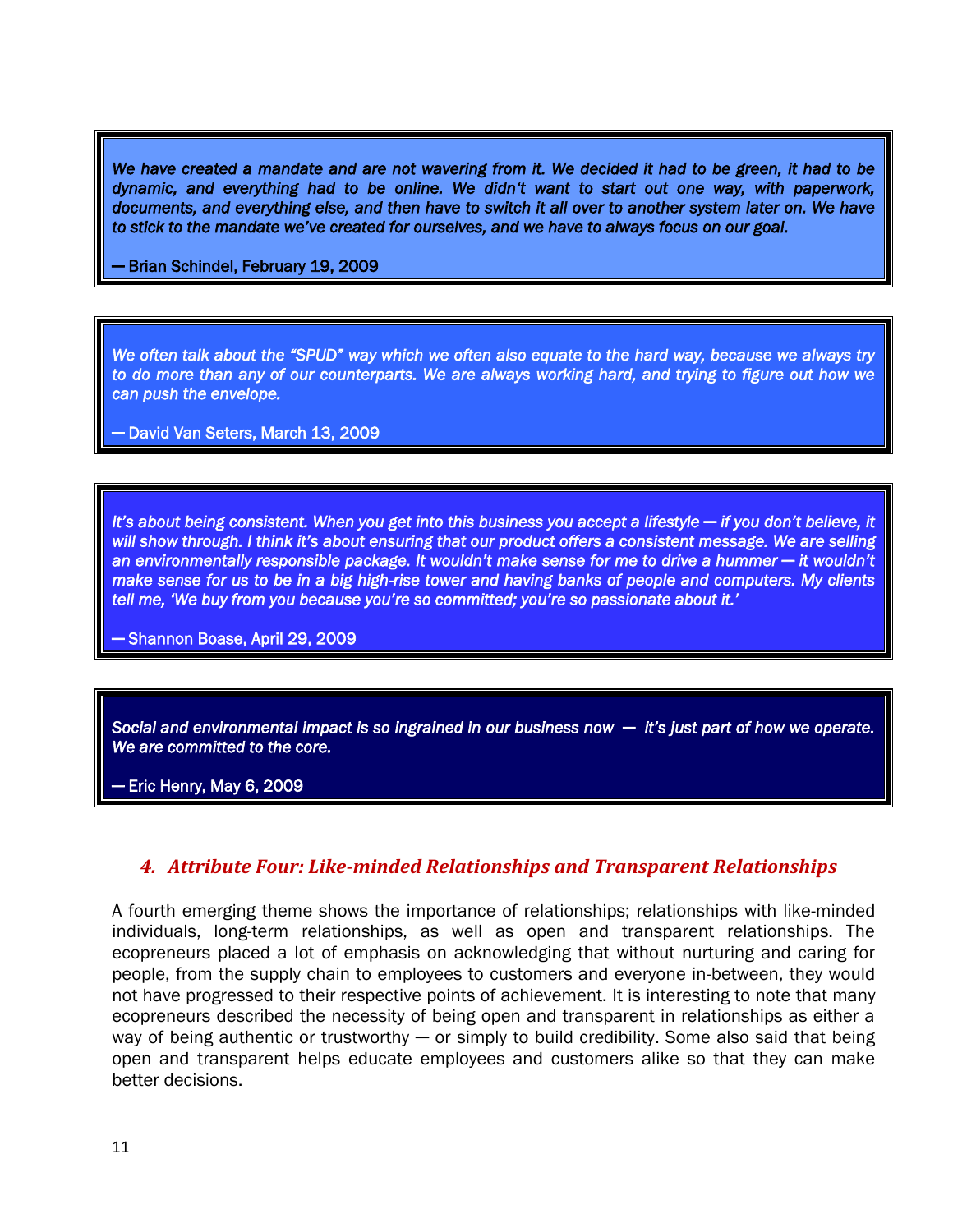> *We have created a mandate and are not wavering from it. We decided it had to be green, it had to be dynamic, and everything had to be online. We didn't want to start out one way, with paperwork, documents, and everything else, and then have to switch it all over to another system later on. We have to stick to the mandate we've created for ourselves, and we have to always focus on our goal.*
>
> — Brian Schindel, February 19, 2009

> *We often talk about the "SPUD" way which we often also equate to the hard way, because we always try to do more than any of our counterparts. We are always working hard, and trying to figure out how we can push the envelope.*
>
> — David Van Seters, March 13, 2009

> *It's about being consistent. When you get into this business you accept a lifestyle — if you don't believe, it will show through. I think it's about ensuring that our product offers a consistent message. We are selling an environmentally responsible package. It wouldn't make sense for me to drive a hummer — it wouldn't make sense for us to be in a big high-rise tower and having banks of people and computers. My clients tell me, 'We buy from you because you're so committed; you're so passionate about it.'*
>
> — Shannon Boase, April 29, 2009

> *Social and environmental impact is so ingrained in our business now — it's just part of how we operate. We are committed to the core.*
>
> — Eric Henry, May 6, 2009

## 4. *Attribute Four: Like-minded Relationships and Transparent Relationships*

A fourth emerging theme shows the importance of relationships; relationships with like-minded individuals, long-term relationships, as well as open and transparent relationships. The ecopreneurs placed a lot of emphasis on acknowledging that without nurturing and caring for people, from the supply chain to employees to customers and everyone in-between, they would not have progressed to their respective points of achievement. It is interesting to note that many ecopreneurs described the necessity of being open and transparent in relationships as either a way of being authentic or trustworthy — or simply to build credibility. Some also said that being open and transparent helps educate employees and customers alike so that they can make better decisions.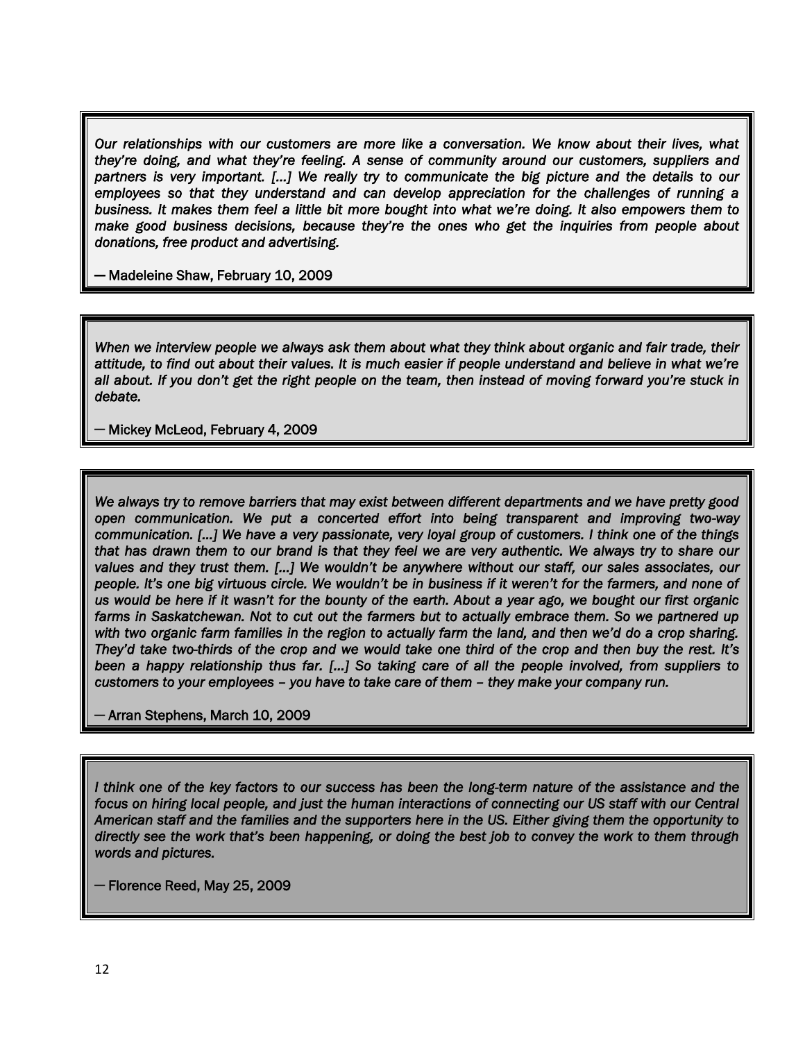*Our relationships with our customers are more like a conversation. We know about their lives, what they're doing, and what they're feeling. A sense of community around our customers, suppliers and partners is very important. [...] We really try to communicate the big picture and the details to our employees so that they understand and can develop appreciation for the challenges of running a business. It makes them feel a little bit more bought into what we're doing. It also empowers them to make good business decisions, because they're the ones who get the inquiries from people about donations, free product and advertising.*

— Madeleine Shaw, February 10, 2009

*When we interview people we always ask them about what they think about organic and fair trade, their attitude, to find out about their values. It is much easier if people understand and believe in what we're all about. If you don't get the right people on the team, then instead of moving forward you're stuck in debate.*

— Mickey McLeod, February 4, 2009

*We always try to remove barriers that may exist between different departments and we have pretty good open communication. We put a concerted effort into being transparent and improving two-way communication. [...] We have a very passionate, very loyal group of customers. I think one of the things that has drawn them to our brand is that they feel we are very authentic. We always try to share our values and they trust them. [...] We wouldn't be anywhere without our staff, our sales associates, our people. It's one big virtuous circle. We wouldn't be in business if it weren't for the farmers, and none of us would be here if it wasn't for the bounty of the earth. About a year ago, we bought our first organic farms in Saskatchewan. Not to cut out the farmers but to actually embrace them. So we partnered up with two organic farm families in the region to actually farm the land, and then we'd do a crop sharing. They'd take two-thirds of the crop and we would take one third of the crop and then buy the rest. It's been a happy relationship thus far. [...] So taking care of all the people involved, from suppliers to customers to your employees – you have to take care of them – they make your company run.*

— Arran Stephens, March 10, 2009

*I think one of the key factors to our success has been the long-term nature of the assistance and the focus on hiring local people, and just the human interactions of connecting our US staff with our Central American staff and the families and the supporters here in the US. Either giving them the opportunity to directly see the work that's been happening, or doing the best job to convey the work to them through words and pictures.*

— Florence Reed, May 25, 2009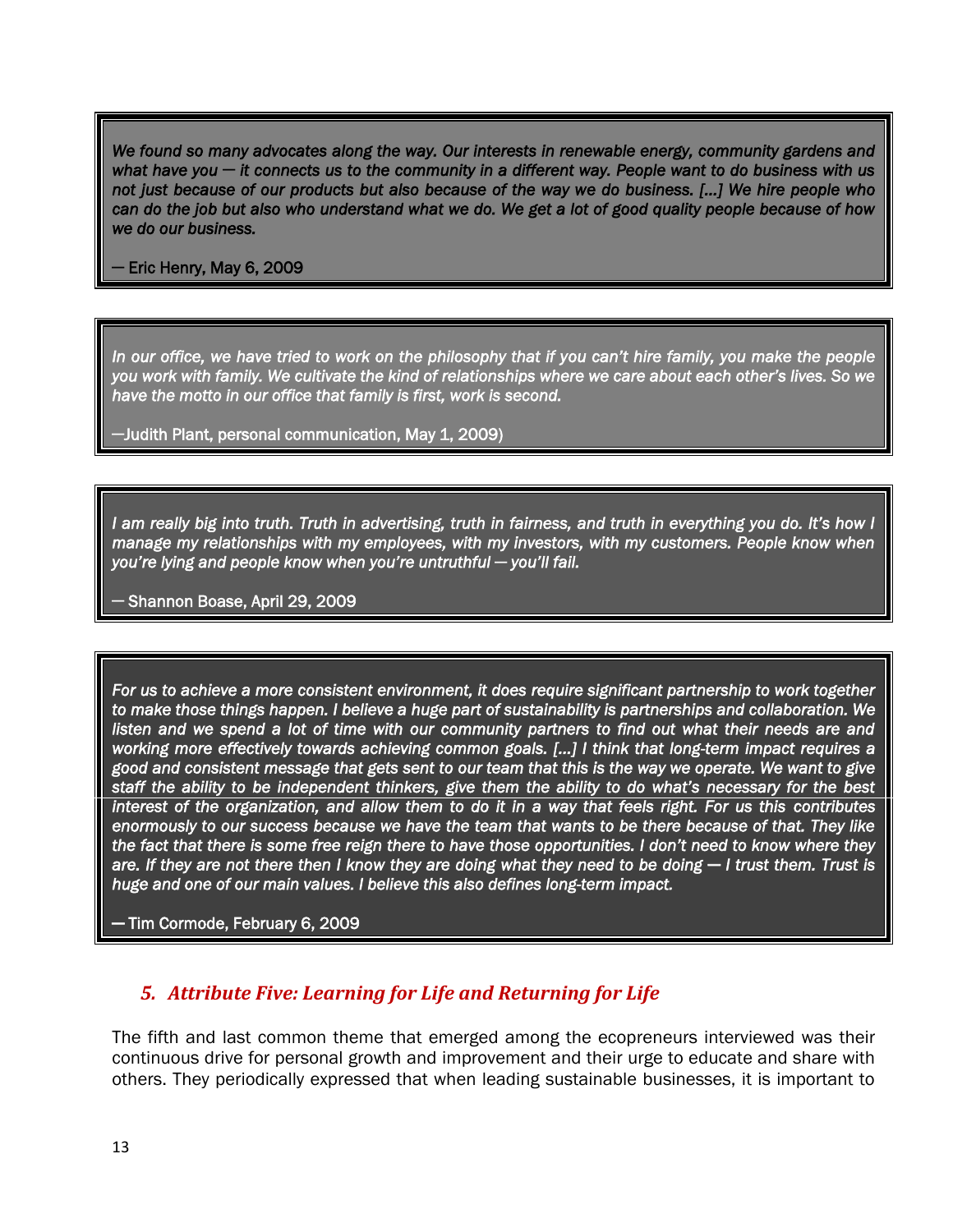> *We found so many advocates along the way. Our interests in renewable energy, community gardens and what have you — it connects us to the community in a different way. People want to do business with us not just because of our products but also because of the way we do business. [...] We hire people who can do the job but also who understand what we do. We get a lot of good quality people because of how we do our business.*
>
> — Eric Henry, May 6, 2009

> *In our office, we have tried to work on the philosophy that if you can't hire family, you make the people you work with family. We cultivate the kind of relationships where we care about each other's lives. So we have the motto in our office that family is first, work is second.*
>
> —Judith Plant, personal communication, May 1, 2009)

> *I am really big into truth. Truth in advertising, truth in fairness, and truth in everything you do. It's how I manage my relationships with my employees, with my investors, with my customers. People know when you're lying and people know when you're untruthful — you'll fail.*
>
> — Shannon Boase, April 29, 2009

> *For us to achieve a more consistent environment, it does require significant partnership to work together to make those things happen. I believe a huge part of sustainability is partnerships and collaboration. We listen and we spend a lot of time with our community partners to find out what their needs are and working more effectively towards achieving common goals. [...] I think that long-term impact requires a good and consistent message that gets sent to our team that this is the way we operate. We want to give staff the ability to be independent thinkers, give them the ability to do what's necessary for the best interest of the organization, and allow them to do it in a way that feels right. For us this contributes enormously to our success because we have the team that wants to be there because of that. They like the fact that there is some free reign there to have those opportunities. I don't need to know where they are. If they are not there then I know they are doing what they need to be doing — I trust them. Trust is huge and one of our main values. I believe this also defines long-term impact.*
>
> — Tim Cormode, February 6, 2009

## *5. Attribute Five: Learning for Life and Returning for Life*

The fifth and last common theme that emerged among the ecopreneurs interviewed was their continuous drive for personal growth and improvement and their urge to educate and share with others. They periodically expressed that when leading sustainable businesses, it is important to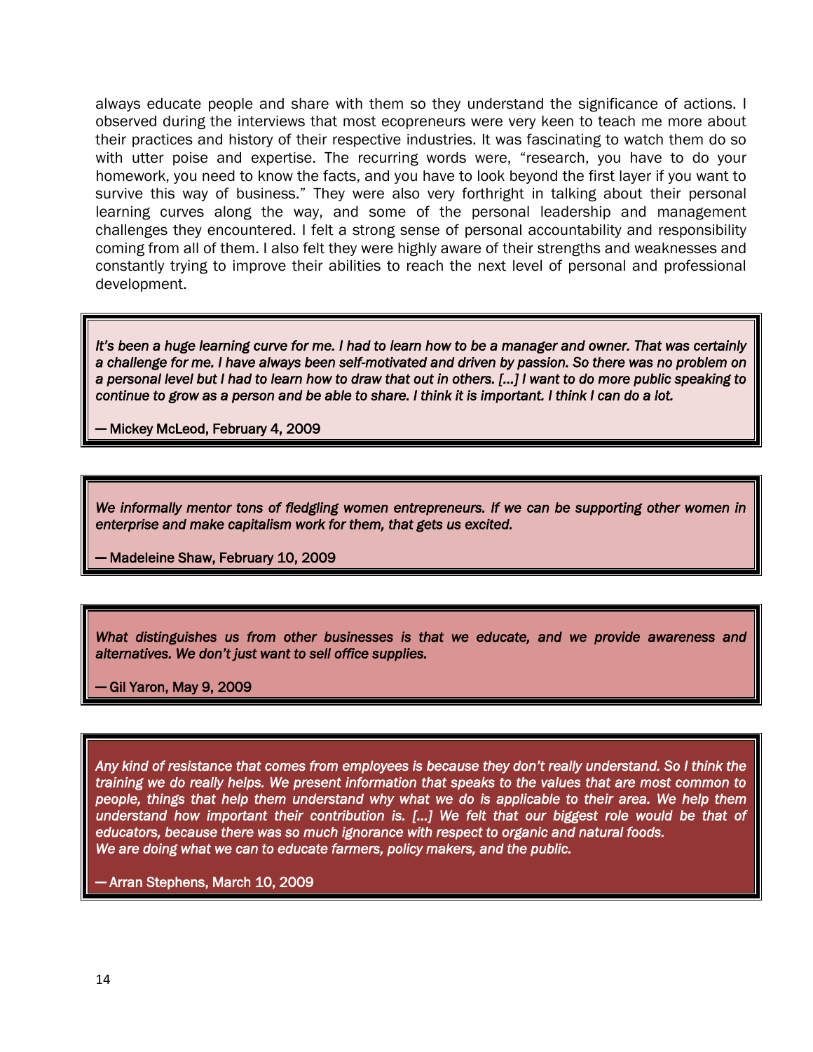always educate people and share with them so they understand the significance of actions. I observed during the interviews that most ecopreneurs were very keen to teach me more about their practices and history of their respective industries. It was fascinating to watch them do so with utter poise and expertise. The recurring words were, "research, you have to do your homework, you need to know the facts, and you have to look beyond the first layer if you want to survive this way of business." They were also very forthright in talking about their personal learning curves along the way, and some of the personal leadership and management challenges they encountered. I felt a strong sense of personal accountability and responsibility coming from all of them. I also felt they were highly aware of their strengths and weaknesses and constantly trying to improve their abilities to reach the next level of personal and professional development.

> *It's been a huge learning curve for me. I had to learn how to be a manager and owner. That was certainly a challenge for me. I have always been self-motivated and driven by passion. So there was no problem on a personal level but I had to learn how to draw that out in others. [...] I want to do more public speaking to continue to grow as a person and be able to share. I think it is important. I think I can do a lot.*
>
> — Mickey McLeod, February 4, 2009

> *We informally mentor tons of fledgling women entrepreneurs. If we can be supporting other women in enterprise and make capitalism work for them, that gets us excited.*
>
> — Madeleine Shaw, February 10, 2009

> *What distinguishes us from other businesses is that we educate, and we provide awareness and alternatives. We don't just want to sell office supplies.*
>
> — Gil Yaron, May 9, 2009

> *Any kind of resistance that comes from employees is because they don't really understand. So I think the training we do really helps. We present information that speaks to the values that are most common to people, things that help them understand why what we do is applicable to their area. We help them understand how important their contribution is. [...] We felt that our biggest role would be that of educators, because there was so much ignorance with respect to organic and natural foods.*
> *We are doing what we can to educate farmers, policy makers, and the public.*
>
> — Arran Stephens, March 10, 2009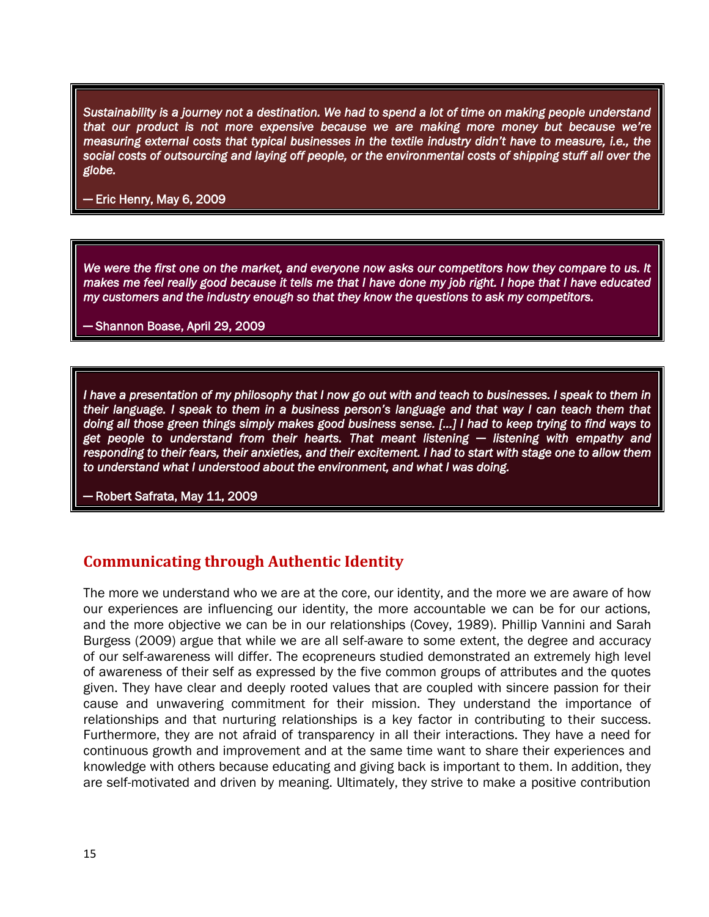> *Sustainability is a journey not a destination. We had to spend a lot of time on making people understand that our product is not more expensive because we are making more money but because we're measuring external costs that typical businesses in the textile industry didn't have to measure, i.e., the social costs of outsourcing and laying off people, or the environmental costs of shipping stuff all over the globe.*
>
> — Eric Henry, May 6, 2009

> *We were the first one on the market, and everyone now asks our competitors how they compare to us. It makes me feel really good because it tells me that I have done my job right. I hope that I have educated my customers and the industry enough so that they know the questions to ask my competitors.*
>
> — Shannon Boase, April 29, 2009

> *I have a presentation of my philosophy that I now go out with and teach to businesses. I speak to them in their language. I speak to them in a business person's language and that way I can teach them that doing all those green things simply makes good business sense. [...] I had to keep trying to find ways to get people to understand from their hearts. That meant listening — listening with empathy and responding to their fears, their anxieties, and their excitement. I had to start with stage one to allow them to understand what I understood about the environment, and what I was doing.*
>
> — Robert Safrata, May 11, 2009

## Communicating through Authentic Identity

The more we understand who we are at the core, our identity, and the more we are aware of how our experiences are influencing our identity, the more accountable we can be for our actions, and the more objective we can be in our relationships (Covey, 1989). Phillip Vannini and Sarah Burgess (2009) argue that while we are all self-aware to some extent, the degree and accuracy of our self-awareness will differ. The ecopreneurs studied demonstrated an extremely high level of awareness of their self as expressed by the five common groups of attributes and the quotes given. They have clear and deeply rooted values that are coupled with sincere passion for their cause and unwavering commitment for their mission. They understand the importance of relationships and that nurturing relationships is a key factor in contributing to their success. Furthermore, they are not afraid of transparency in all their interactions. They have a need for continuous growth and improvement and at the same time want to share their experiences and knowledge with others because educating and giving back is important to them. In addition, they are self-motivated and driven by meaning. Ultimately, they strive to make a positive contribution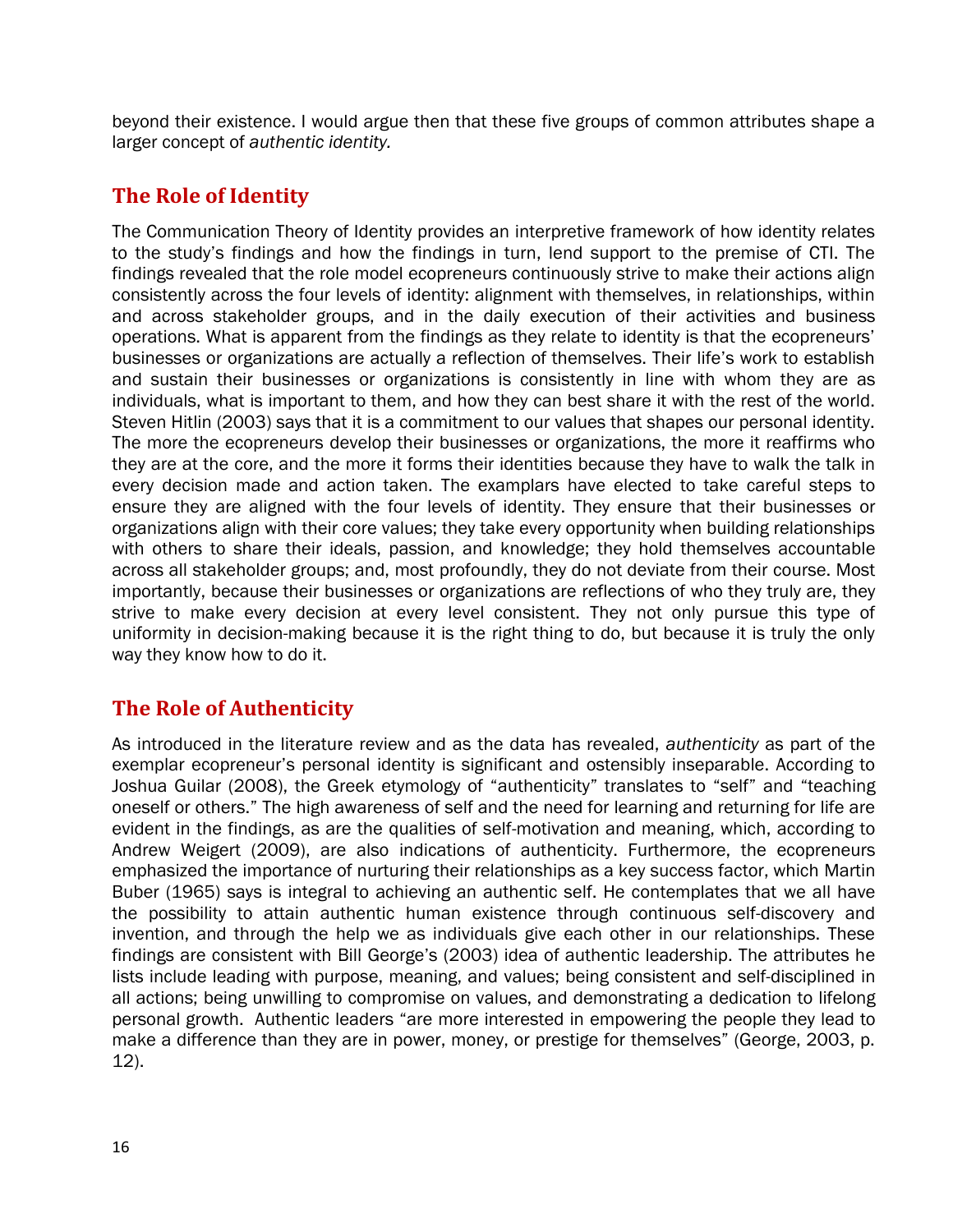beyond their existence. I would argue then that these five groups of common attributes shape a larger concept of *authentic identity.*

## The Role of Identity

The Communication Theory of Identity provides an interpretive framework of how identity relates to the study's findings and how the findings in turn, lend support to the premise of CTI. The findings revealed that the role model ecopreneurs continuously strive to make their actions align consistently across the four levels of identity: alignment with themselves, in relationships, within and across stakeholder groups, and in the daily execution of their activities and business operations. What is apparent from the findings as they relate to identity is that the ecopreneurs' businesses or organizations are actually a reflection of themselves. Their life's work to establish and sustain their businesses or organizations is consistently in line with whom they are as individuals, what is important to them, and how they can best share it with the rest of the world. Steven Hitlin (2003) says that it is a commitment to our values that shapes our personal identity. The more the ecopreneurs develop their businesses or organizations, the more it reaffirms who they are at the core, and the more it forms their identities because they have to walk the talk in every decision made and action taken. The examplars have elected to take careful steps to ensure they are aligned with the four levels of identity. They ensure that their businesses or organizations align with their core values; they take every opportunity when building relationships with others to share their ideals, passion, and knowledge; they hold themselves accountable across all stakeholder groups; and, most profoundly, they do not deviate from their course. Most importantly, because their businesses or organizations are reflections of who they truly are, they strive to make every decision at every level consistent. They not only pursue this type of uniformity in decision-making because it is the right thing to do, but because it is truly the only way they know how to do it.

## The Role of Authenticity

As introduced in the literature review and as the data has revealed, *authenticity* as part of the exemplar ecopreneur's personal identity is significant and ostensibly inseparable. According to Joshua Guilar (2008), the Greek etymology of "authenticity" translates to "self" and "teaching oneself or others." The high awareness of self and the need for learning and returning for life are evident in the findings, as are the qualities of self-motivation and meaning, which, according to Andrew Weigert (2009), are also indications of authenticity. Furthermore, the ecopreneurs emphasized the importance of nurturing their relationships as a key success factor, which Martin Buber (1965) says is integral to achieving an authentic self. He contemplates that we all have the possibility to attain authentic human existence through continuous self-discovery and invention, and through the help we as individuals give each other in our relationships. These findings are consistent with Bill George's (2003) idea of authentic leadership. The attributes he lists include leading with purpose, meaning, and values; being consistent and self-disciplined in all actions; being unwilling to compromise on values, and demonstrating a dedication to lifelong personal growth. Authentic leaders "are more interested in empowering the people they lead to make a difference than they are in power, money, or prestige for themselves" (George, 2003, p. 12).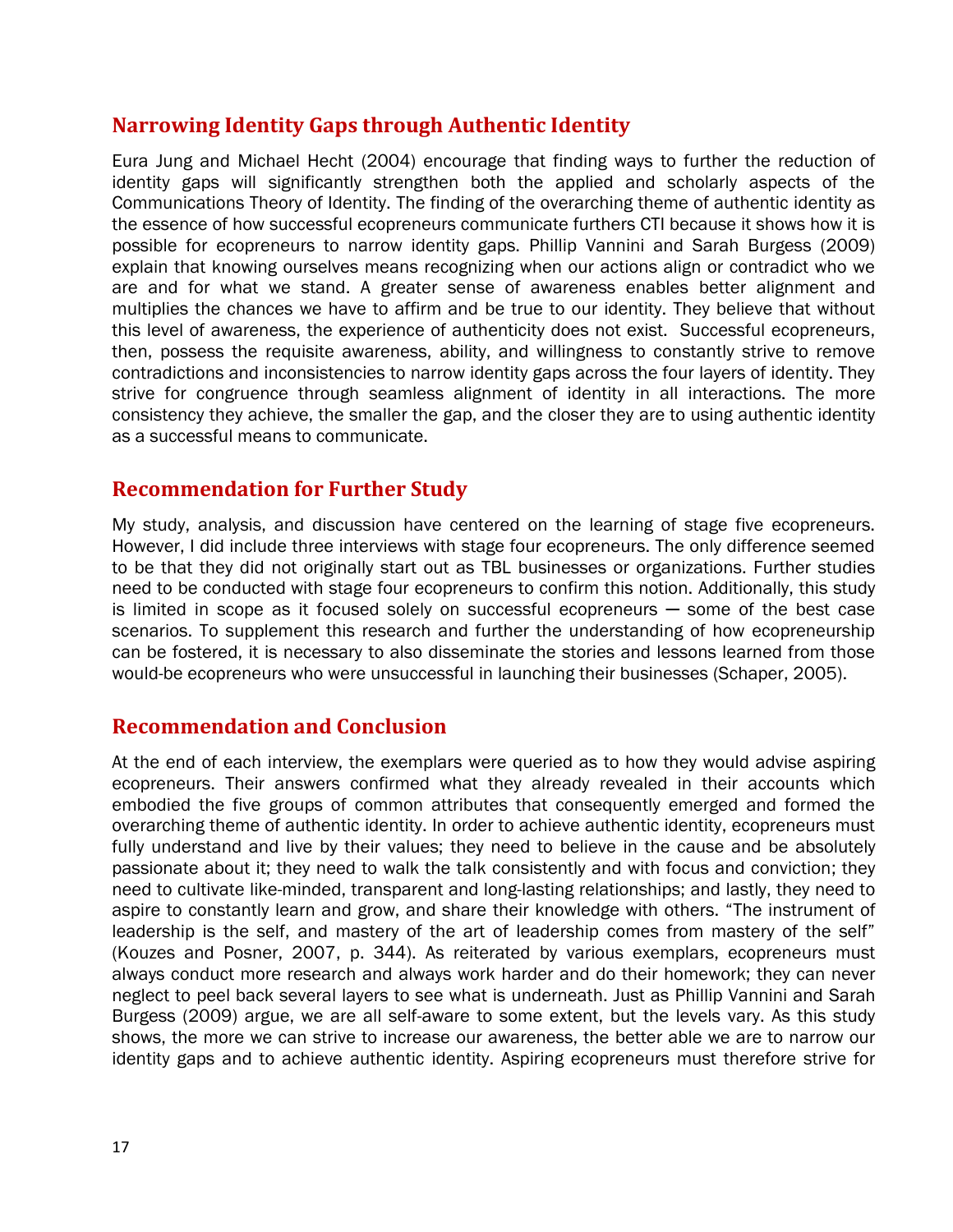## Narrowing Identity Gaps through Authentic Identity

Eura Jung and Michael Hecht (2004) encourage that finding ways to further the reduction of identity gaps will significantly strengthen both the applied and scholarly aspects of the Communications Theory of Identity. The finding of the overarching theme of authentic identity as the essence of how successful ecopreneurs communicate furthers CTI because it shows how it is possible for ecopreneurs to narrow identity gaps. Phillip Vannini and Sarah Burgess (2009) explain that knowing ourselves means recognizing when our actions align or contradict who we are and for what we stand. A greater sense of awareness enables better alignment and multiplies the chances we have to affirm and be true to our identity. They believe that without this level of awareness, the experience of authenticity does not exist. Successful ecopreneurs, then, possess the requisite awareness, ability, and willingness to constantly strive to remove contradictions and inconsistencies to narrow identity gaps across the four layers of identity. They strive for congruence through seamless alignment of identity in all interactions. The more consistency they achieve, the smaller the gap, and the closer they are to using authentic identity as a successful means to communicate.

## Recommendation for Further Study

My study, analysis, and discussion have centered on the learning of stage five ecopreneurs. However, I did include three interviews with stage four ecopreneurs. The only difference seemed to be that they did not originally start out as TBL businesses or organizations. Further studies need to be conducted with stage four ecopreneurs to confirm this notion. Additionally, this study is limited in scope as it focused solely on successful ecopreneurs — some of the best case scenarios. To supplement this research and further the understanding of how ecopreneurship can be fostered, it is necessary to also disseminate the stories and lessons learned from those would-be ecopreneurs who were unsuccessful in launching their businesses (Schaper, 2005).

## Recommendation and Conclusion

At the end of each interview, the exemplars were queried as to how they would advise aspiring ecopreneurs. Their answers confirmed what they already revealed in their accounts which embodied the five groups of common attributes that consequently emerged and formed the overarching theme of authentic identity. In order to achieve authentic identity, ecopreneurs must fully understand and live by their values; they need to believe in the cause and be absolutely passionate about it; they need to walk the talk consistently and with focus and conviction; they need to cultivate like-minded, transparent and long-lasting relationships; and lastly, they need to aspire to constantly learn and grow, and share their knowledge with others. "The instrument of leadership is the self, and mastery of the art of leadership comes from mastery of the self" (Kouzes and Posner, 2007, p. 344). As reiterated by various exemplars, ecopreneurs must always conduct more research and always work harder and do their homework; they can never neglect to peel back several layers to see what is underneath. Just as Phillip Vannini and Sarah Burgess (2009) argue, we are all self-aware to some extent, but the levels vary. As this study shows, the more we can strive to increase our awareness, the better able we are to narrow our identity gaps and to achieve authentic identity. Aspiring ecopreneurs must therefore strive for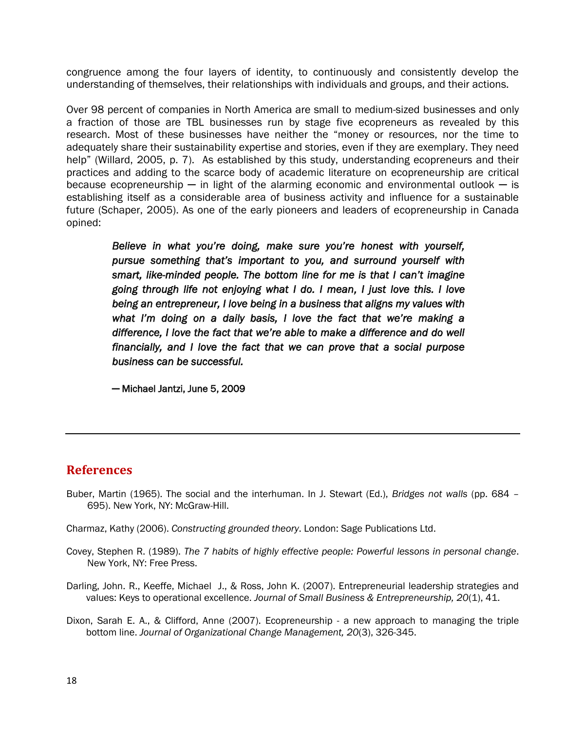congruence among the four layers of identity, to continuously and consistently develop the understanding of themselves, their relationships with individuals and groups, and their actions.

Over 98 percent of companies in North America are small to medium-sized businesses and only a fraction of those are TBL businesses run by stage five ecopreneurs as revealed by this research. Most of these businesses have neither the "money or resources, nor the time to adequately share their sustainability expertise and stories, even if they are exemplary. They need help" (Willard, 2005, p. 7). As established by this study, understanding ecopreneurs and their practices and adding to the scarce body of academic literature on ecopreneurship are critical because ecopreneurship — in light of the alarming economic and environmental outlook — is establishing itself as a considerable area of business activity and influence for a sustainable future (Schaper, 2005). As one of the early pioneers and leaders of ecopreneurship in Canada opined:

> *Believe in what you're doing, make sure you're honest with yourself, pursue something that's important to you, and surround yourself with smart, like-minded people. The bottom line for me is that I can't imagine going through life not enjoying what I do. I mean, I just love this. I love being an entrepreneur, I love being in a business that aligns my values with what I'm doing on a daily basis, I love the fact that we're making a difference, I love the fact that we're able to make a difference and do well financially, and I love the fact that we can prove that a social purpose business can be successful.*
>
> — Michael Jantzi, June 5, 2009

---

## References

Buber, Martin (1965). The social and the interhuman. In J. Stewart (Ed.), *Bridges not walls* (pp. 684 – 695). New York, NY: McGraw-Hill.

Charmaz, Kathy (2006). *Constructing grounded theory*. London: Sage Publications Ltd.

Covey, Stephen R. (1989). *The 7 habits of highly effective people: Powerful lessons in personal change*. New York, NY: Free Press.

Darling, John. R., Keeffe, Michael J., & Ross, John K. (2007). Entrepreneurial leadership strategies and values: Keys to operational excellence. *Journal of Small Business & Entrepreneurship, 20*(1), 41.

Dixon, Sarah E. A., & Clifford, Anne (2007). Ecopreneurship - a new approach to managing the triple bottom line. *Journal of Organizational Change Management, 20*(3), 326-345.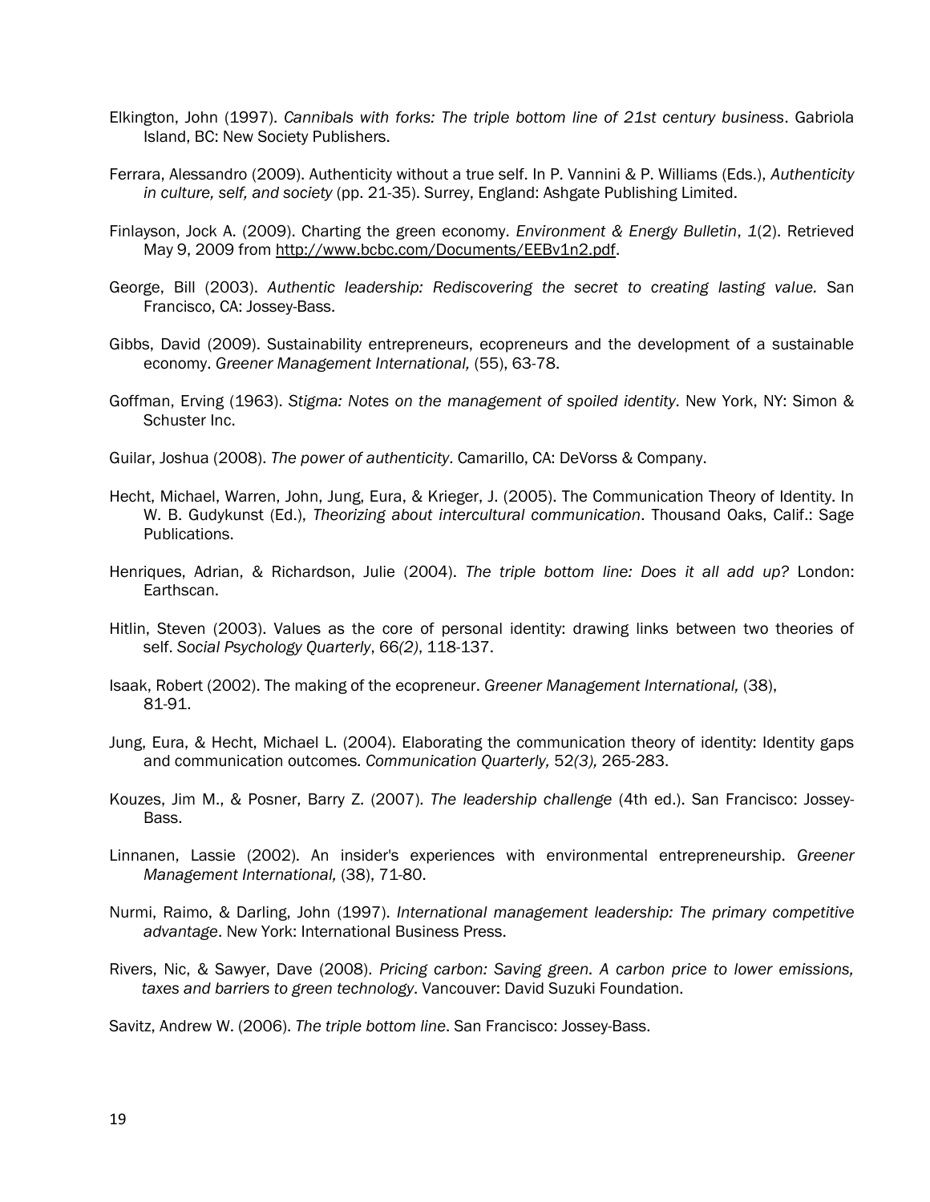Elkington, John (1997). *Cannibals with forks: The triple bottom line of 21st century business*. Gabriola Island, BC: New Society Publishers.

Ferrara, Alessandro (2009). Authenticity without a true self. In P. Vannini & P. Williams (Eds.), *Authenticity in culture, self, and society* (pp. 21-35). Surrey, England: Ashgate Publishing Limited.

Finlayson, Jock A. (2009). Charting the green economy. *Environment & Energy Bulletin*, *1*(2). Retrieved May 9, 2009 from http://www.bcbc.com/Documents/EEBv1n2.pdf.

George, Bill (2003). *Authentic leadership: Rediscovering the secret to creating lasting value*. San Francisco, CA: Jossey-Bass.

Gibbs, David (2009). Sustainability entrepreneurs, ecopreneurs and the development of a sustainable economy. *Greener Management International,* (55), 63-78.

Goffman, Erving (1963). *Stigma: Notes on the management of spoiled identity*. New York, NY: Simon & Schuster Inc.

Guilar, Joshua (2008). *The power of authenticity*. Camarillo, CA: DeVorss & Company.

Hecht, Michael, Warren, John, Jung, Eura, & Krieger, J. (2005). The Communication Theory of Identity. In W. B. Gudykunst (Ed.), *Theorizing about intercultural communication*. Thousand Oaks, Calif.: Sage Publications.

Henriques, Adrian, & Richardson, Julie (2004). *The triple bottom line: Does it all add up?* London: Earthscan.

Hitlin, Steven (2003). Values as the core of personal identity: drawing links between two theories of self. *Social Psychology Quarterly*, 66*(2)*, 118-137.

Isaak, Robert (2002). The making of the ecopreneur. *Greener Management International,* (38), 81-91.

Jung, Eura, & Hecht, Michael L. (2004). Elaborating the communication theory of identity: Identity gaps and communication outcomes. *Communication Quarterly,* 52*(3),* 265-283.

Kouzes, Jim M., & Posner, Barry Z. (2007). *The leadership challenge* (4th ed.). San Francisco: Jossey-Bass.

Linnanen, Lassie (2002). An insider's experiences with environmental entrepreneurship. *Greener Management International,* (38), 71-80.

Nurmi, Raimo, & Darling, John (1997). *International management leadership: The primary competitive advantage*. New York: International Business Press.

Rivers, Nic, & Sawyer, Dave (2008). *Pricing carbon: Saving green. A carbon price to lower emissions, taxes and barriers to green technology*. Vancouver: David Suzuki Foundation.

Savitz, Andrew W. (2006). *The triple bottom line*. San Francisco: Jossey-Bass.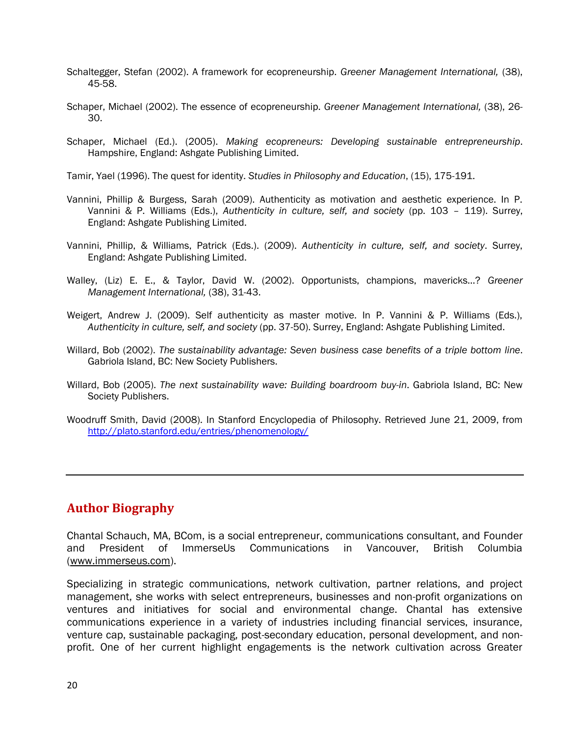Schaltegger, Stefan (2002). A framework for ecopreneurship. *Greener Management International,* (38), 45-58.

Schaper, Michael (2002). The essence of ecopreneurship. *Greener Management International,* (38), 26-30.

Schaper, Michael (Ed.). (2005). *Making ecopreneurs: Developing sustainable entrepreneurship*. Hampshire, England: Ashgate Publishing Limited.

Tamir, Yael (1996). The quest for identity. *Studies in Philosophy and Education*, (15), 175-191.

Vannini, Phillip & Burgess, Sarah (2009). Authenticity as motivation and aesthetic experience. In P. Vannini & P. Williams (Eds.), *Authenticity in culture, self, and society* (pp. 103 – 119). Surrey, England: Ashgate Publishing Limited.

Vannini, Phillip, & Williams, Patrick (Eds.). (2009). *Authenticity in culture, self, and society*. Surrey, England: Ashgate Publishing Limited.

Walley, (Liz) E. E., & Taylor, David W. (2002). Opportunists, champions, mavericks…? *Greener Management International,* (38), 31-43.

Weigert, Andrew J. (2009). Self authenticity as master motive. In P. Vannini & P. Williams (Eds.), *Authenticity in culture, self, and society* (pp. 37-50). Surrey, England: Ashgate Publishing Limited.

Willard, Bob (2002). *The sustainability advantage: Seven business case benefits of a triple bottom line*. Gabriola Island, BC: New Society Publishers.

Willard, Bob (2005). *The next sustainability wave: Building boardroom buy-in*. Gabriola Island, BC: New Society Publishers.

Woodruff Smith, David (2008). In Stanford Encyclopedia of Philosophy. Retrieved June 21, 2009, from http://plato.stanford.edu/entries/phenomenology/

---

## Author Biography

Chantal Schauch, MA, BCom, is a social entrepreneur, communications consultant, and Founder and President of ImmerseUs Communications in Vancouver, British Columbia (www.immerseus.com).

Specializing in strategic communications, network cultivation, partner relations, and project management, she works with select entrepreneurs, businesses and non-profit organizations on ventures and initiatives for social and environmental change. Chantal has extensive communications experience in a variety of industries including financial services, insurance, venture cap, sustainable packaging, post-secondary education, personal development, and non-profit. One of her current highlight engagements is the network cultivation across Greater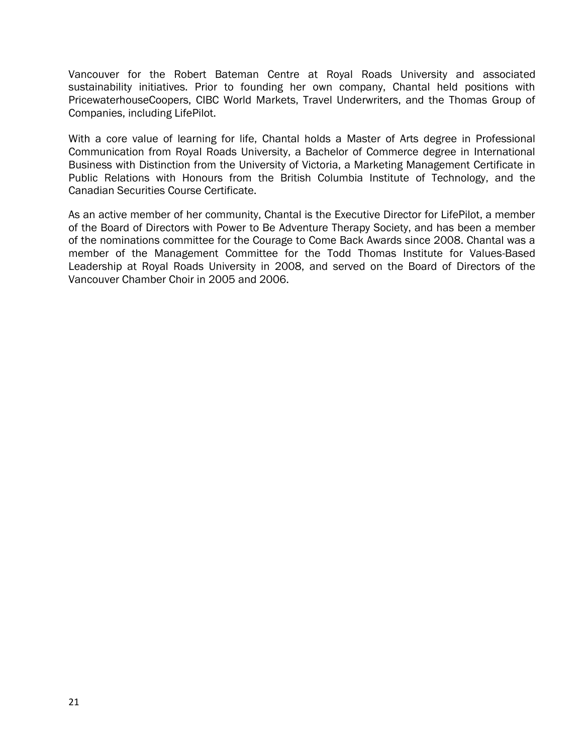Vancouver for the Robert Bateman Centre at Royal Roads University and associated sustainability initiatives. Prior to founding her own company, Chantal held positions with PricewaterhouseCoopers, CIBC World Markets, Travel Underwriters, and the Thomas Group of Companies, including LifePilot.

With a core value of learning for life, Chantal holds a Master of Arts degree in Professional Communication from Royal Roads University, a Bachelor of Commerce degree in International Business with Distinction from the University of Victoria, a Marketing Management Certificate in Public Relations with Honours from the British Columbia Institute of Technology, and the Canadian Securities Course Certificate.

As an active member of her community, Chantal is the Executive Director for LifePilot, a member of the Board of Directors with Power to Be Adventure Therapy Society, and has been a member of the nominations committee for the Courage to Come Back Awards since 2008. Chantal was a member of the Management Committee for the Todd Thomas Institute for Values-Based Leadership at Royal Roads University in 2008, and served on the Board of Directors of the Vancouver Chamber Choir in 2005 and 2006.